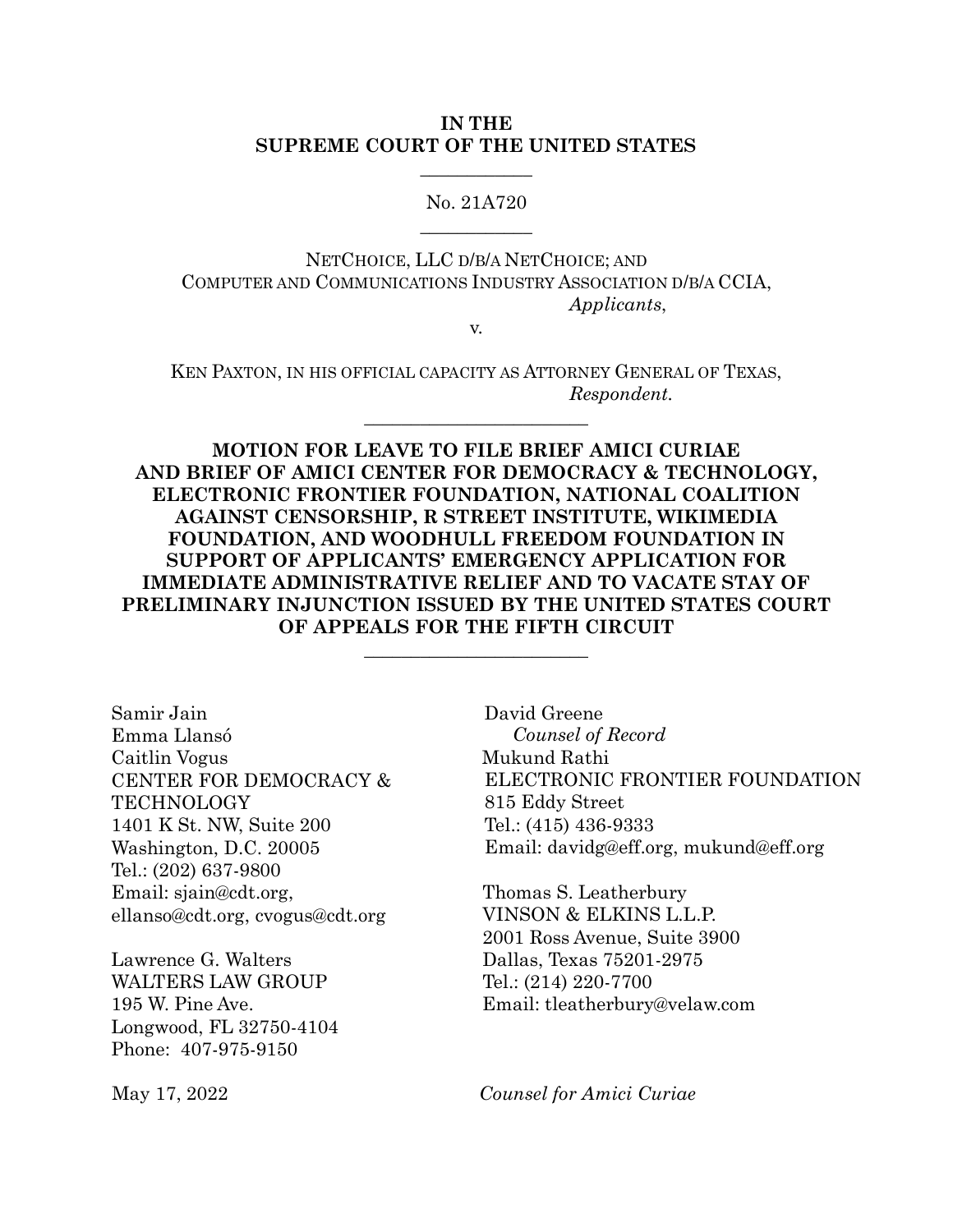**IN THE**
**SUPREME COURT OF THE UNITED STATES**

---

No. 21A720

---

NETCHOICE, LLC D/B/A NETCHOICE; AND
COMPUTER AND COMMUNICATIONS INDUSTRY ASSOCIATION D/B/A CCIA,
*Applicants*,

v.

KEN PAXTON, IN HIS OFFICIAL CAPACITY AS ATTORNEY GENERAL OF TEXAS,
*Respondent.*

---

**MOTION FOR LEAVE TO FILE BRIEF AMICI CURIAE AND BRIEF OF AMICI CENTER FOR DEMOCRACY & TECHNOLOGY, ELECTRONIC FRONTIER FOUNDATION, NATIONAL COALITION AGAINST CENSORSHIP, R STREET INSTITUTE, WIKIMEDIA FOUNDATION, AND WOODHULL FREEDOM FOUNDATION IN SUPPORT OF APPLICANTS' EMERGENCY APPLICATION FOR IMMEDIATE ADMINISTRATIVE RELIEF AND TO VACATE STAY OF PRELIMINARY INJUNCTION ISSUED BY THE UNITED STATES COURT OF APPEALS FOR THE FIFTH CIRCUIT**

---

Samir Jain
Emma Llansó
Caitlin Vogus
CENTER FOR DEMOCRACY & TECHNOLOGY
1401 K St. NW, Suite 200
Washington, D.C. 20005
Tel.: (202) 637-9800
Email: sjain@cdt.org, ellanso@cdt.org, cvogus@cdt.org

Lawrence G. Walters
WALTERS LAW GROUP
195 W. Pine Ave.
Longwood, FL 32750-4104
Phone: 407-975-9150

David Greene
*Counsel of Record*
Mukund Rathi
ELECTRONIC FRONTIER FOUNDATION
815 Eddy Street
Tel.: (415) 436-9333
Email: davidg@eff.org, mukund@eff.org

Thomas S. Leatherbury
VINSON & ELKINS L.L.P.
2001 Ross Avenue, Suite 3900
Dallas, Texas 75201-2975
Tel.: (214) 220-7700
Email: tleatherbury@velaw.com

May 17, 2022

*Counsel for Amici Curiae*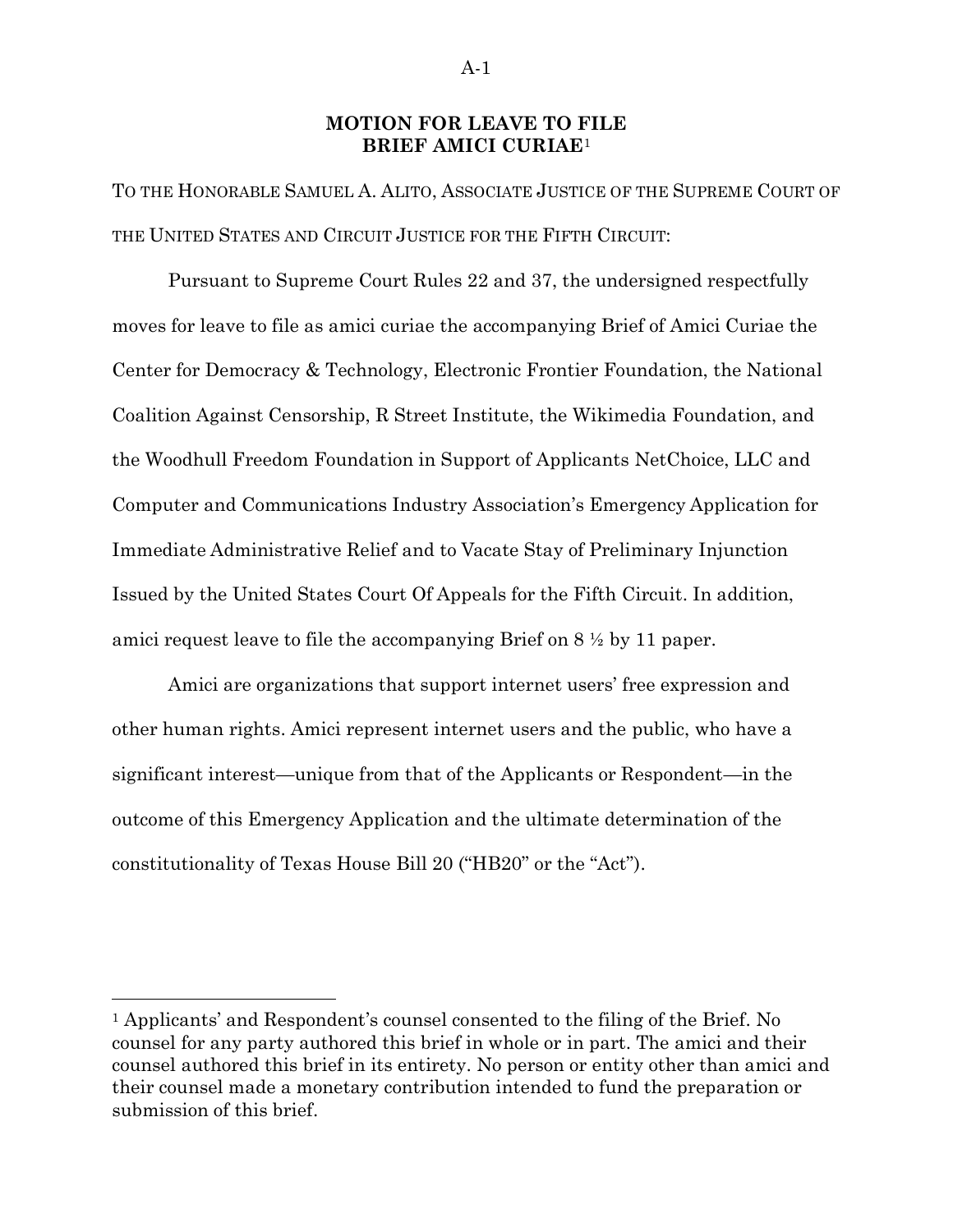# MOTION FOR LEAVE TO FILE BRIEF AMICI CURIAE[1]

TO THE HONORABLE SAMUEL A. ALITO, ASSOCIATE JUSTICE OF THE SUPREME COURT OF THE UNITED STATES AND CIRCUIT JUSTICE FOR THE FIFTH CIRCUIT:

Pursuant to Supreme Court Rules 22 and 37, the undersigned respectfully moves for leave to file as amici curiae the accompanying Brief of Amici Curiae the Center for Democracy & Technology, Electronic Frontier Foundation, the National Coalition Against Censorship, R Street Institute, the Wikimedia Foundation, and the Woodhull Freedom Foundation in Support of Applicants NetChoice, LLC and Computer and Communications Industry Association's Emergency Application for Immediate Administrative Relief and to Vacate Stay of Preliminary Injunction Issued by the United States Court Of Appeals for the Fifth Circuit. In addition, amici request leave to file the accompanying Brief on 8 ½ by 11 paper.

Amici are organizations that support internet users' free expression and other human rights. Amici represent internet users and the public, who have a significant interest—unique from that of the Applicants or Respondent—in the outcome of this Emergency Application and the ultimate determination of the constitutionality of Texas House Bill 20 ("HB20" or the "Act").

---

[1] Applicants' and Respondent's counsel consented to the filing of the Brief. No counsel for any party authored this brief in whole or in part. The amici and their counsel authored this brief in its entirety. No person or entity other than amici and their counsel made a monetary contribution intended to fund the preparation or submission of this brief.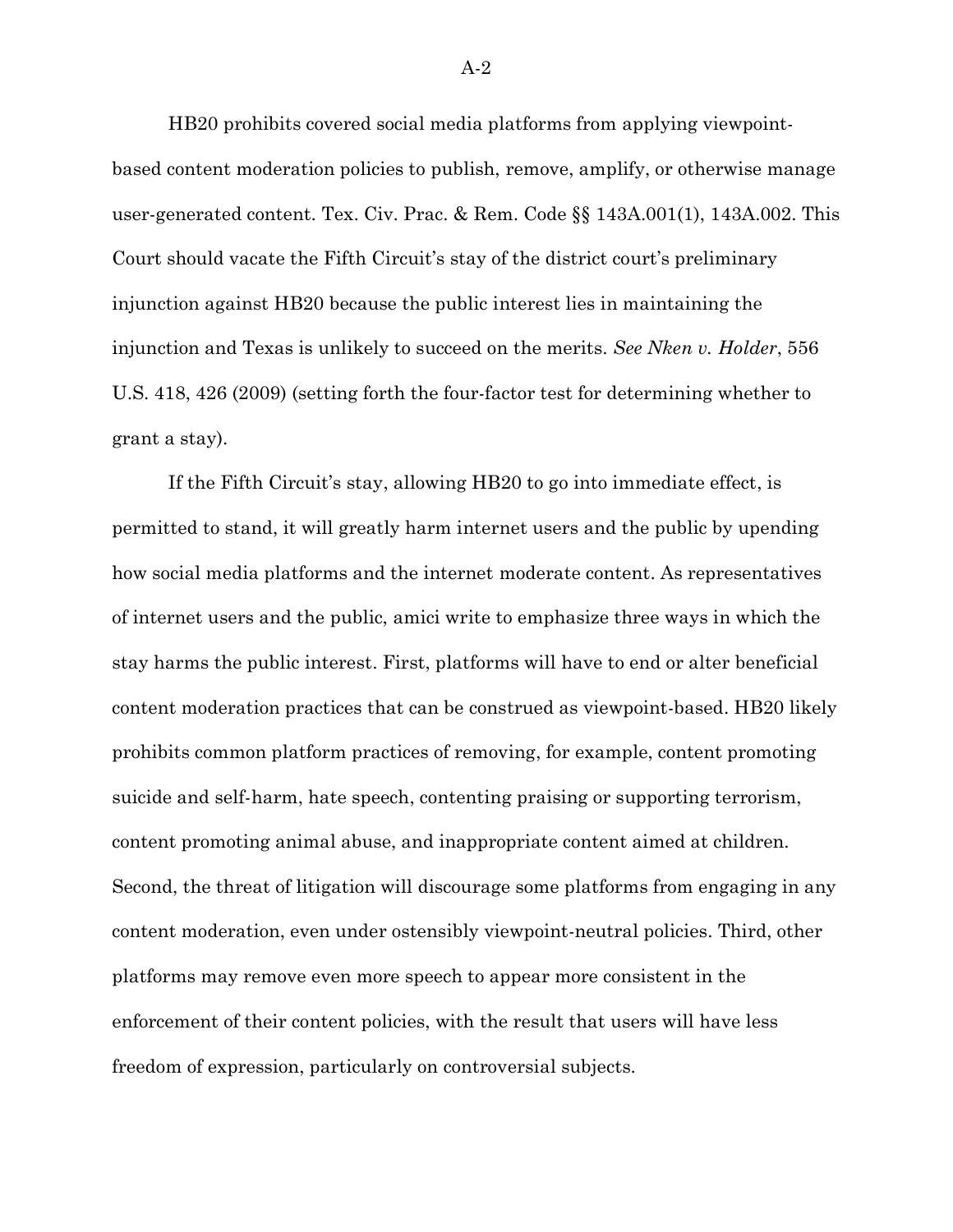HB20 prohibits covered social media platforms from applying viewpoint-based content moderation policies to publish, remove, amplify, or otherwise manage user-generated content. Tex. Civ. Prac. & Rem. Code §§ 143A.001(1), 143A.002. This Court should vacate the Fifth Circuit's stay of the district court's preliminary injunction against HB20 because the public interest lies in maintaining the injunction and Texas is unlikely to succeed on the merits. *See Nken v. Holder*, 556 U.S. 418, 426 (2009) (setting forth the four-factor test for determining whether to grant a stay).

If the Fifth Circuit's stay, allowing HB20 to go into immediate effect, is permitted to stand, it will greatly harm internet users and the public by upending how social media platforms and the internet moderate content. As representatives of internet users and the public, amici write to emphasize three ways in which the stay harms the public interest. First, platforms will have to end or alter beneficial content moderation practices that can be construed as viewpoint-based. HB20 likely prohibits common platform practices of removing, for example, content promoting suicide and self-harm, hate speech, contenting praising or supporting terrorism, content promoting animal abuse, and inappropriate content aimed at children. Second, the threat of litigation will discourage some platforms from engaging in any content moderation, even under ostensibly viewpoint-neutral policies. Third, other platforms may remove even more speech to appear more consistent in the enforcement of their content policies, with the result that users will have less freedom of expression, particularly on controversial subjects.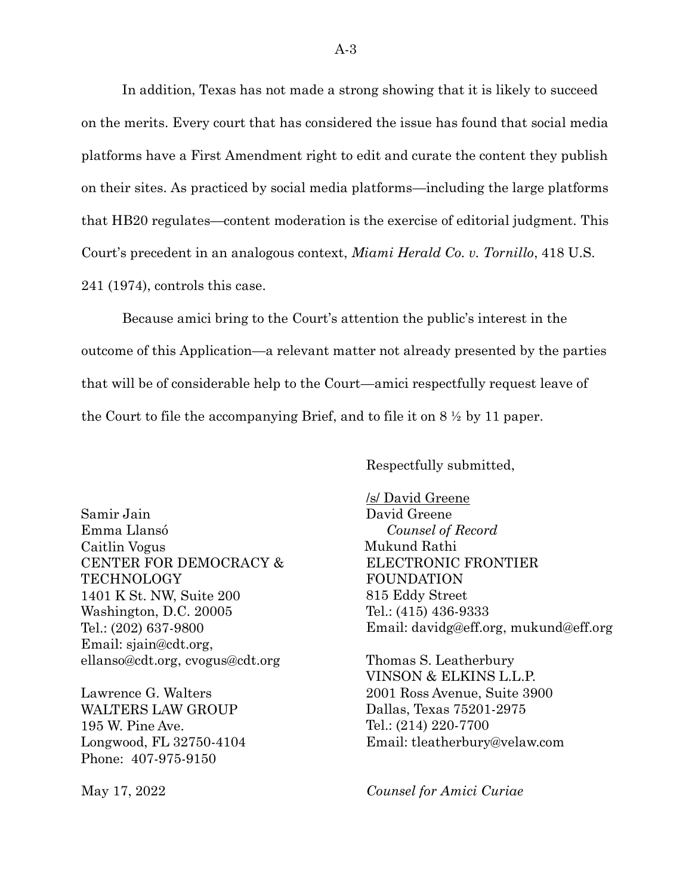In addition, Texas has not made a strong showing that it is likely to succeed on the merits. Every court that has considered the issue has found that social media platforms have a First Amendment right to edit and curate the content they publish on their sites. As practiced by social media platforms—including the large platforms that HB20 regulates—content moderation is the exercise of editorial judgment. This Court's precedent in an analogous context, *Miami Herald Co. v. Tornillo*, 418 U.S. 241 (1974), controls this case.

Because amici bring to the Court's attention the public's interest in the outcome of this Application—a relevant matter not already presented by the parties that will be of considerable help to the Court—amici respectfully request leave of the Court to file the accompanying Brief, and to file it on 8 ½ by 11 paper.

Respectfully submitted,

/s/ David Greene
David Greene
*Counsel of Record*
Mukund Rathi
ELECTRONIC FRONTIER FOUNDATION
815 Eddy Street
Tel.: (415) 436-9333
Email: davidg@eff.org, mukund@eff.org

Thomas S. Leatherbury
VINSON & ELKINS L.L.P.
2001 Ross Avenue, Suite 3900
Dallas, Texas 75201-2975
Tel.: (214) 220-7700
Email: tleatherbury@velaw.com

Samir Jain
Emma Llansó
Caitlin Vogus
CENTER FOR DEMOCRACY & TECHNOLOGY
1401 K St. NW, Suite 200
Washington, D.C. 20005
Tel.: (202) 637-9800
Email: sjain@cdt.org, ellanso@cdt.org, cvogus@cdt.org

Lawrence G. Walters
WALTERS LAW GROUP
195 W. Pine Ave.
Longwood, FL 32750-4104
Phone: 407-975-9150

May 17, 2022

*Counsel for Amici Curiae*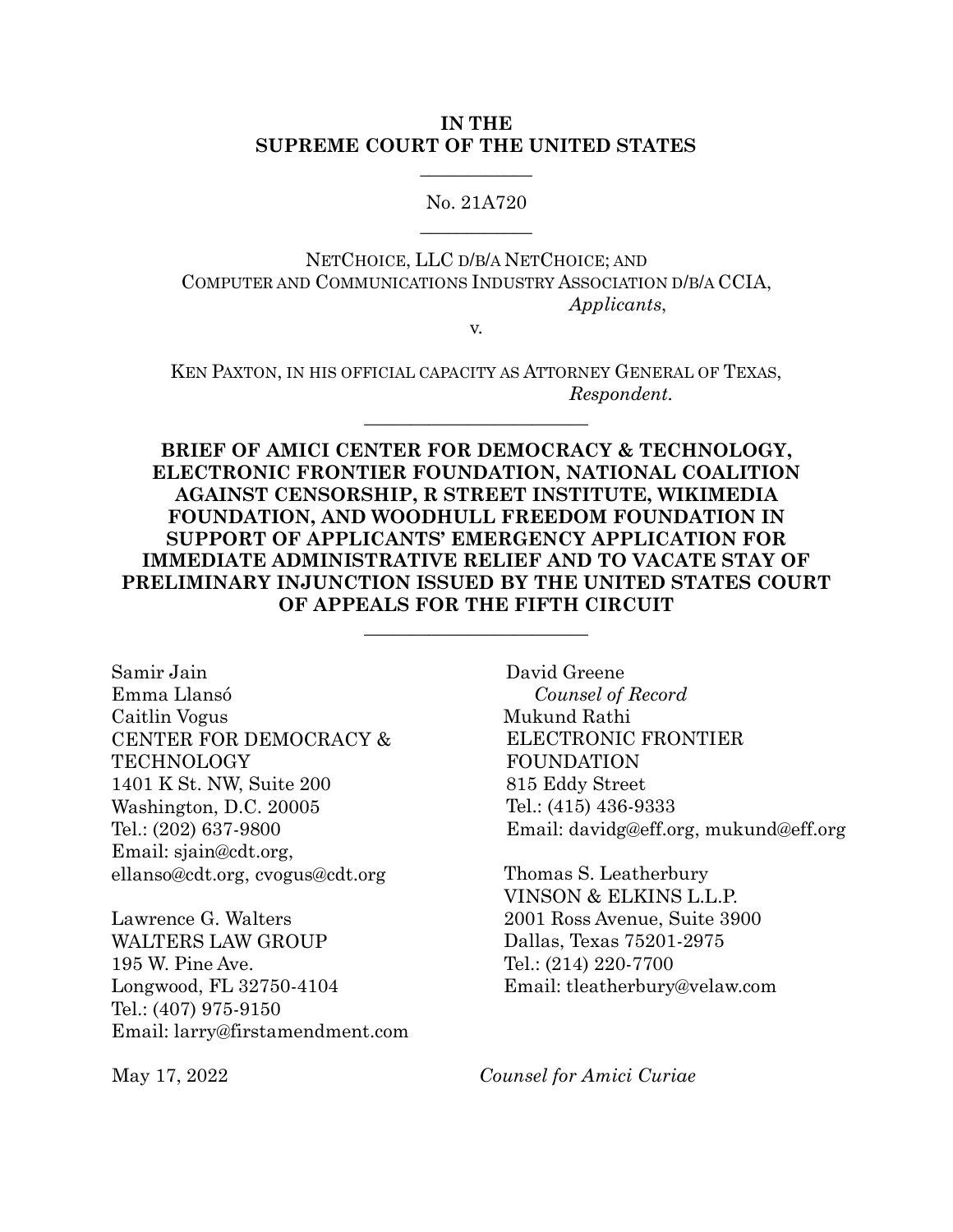**IN THE**
**SUPREME COURT OF THE UNITED STATES**

No. 21A720

NETCHOICE, LLC D/B/A NETCHOICE; AND
COMPUTER AND COMMUNICATIONS INDUSTRY ASSOCIATION D/B/A CCIA,
*Applicants*,

v.

KEN PAXTON, IN HIS OFFICIAL CAPACITY AS ATTORNEY GENERAL OF TEXAS,
*Respondent.*

**BRIEF OF AMICI CENTER FOR DEMOCRACY & TECHNOLOGY, ELECTRONIC FRONTIER FOUNDATION, NATIONAL COALITION AGAINST CENSORSHIP, R STREET INSTITUTE, WIKIMEDIA FOUNDATION, AND WOODHULL FREEDOM FOUNDATION IN SUPPORT OF APPLICANTS' EMERGENCY APPLICATION FOR IMMEDIATE ADMINISTRATIVE RELIEF AND TO VACATE STAY OF PRELIMINARY INJUNCTION ISSUED BY THE UNITED STATES COURT OF APPEALS FOR THE FIFTH CIRCUIT**

Samir Jain
Emma Llansó
Caitlin Vogus
CENTER FOR DEMOCRACY & TECHNOLOGY
1401 K St. NW, Suite 200
Washington, D.C. 20005
Tel.: (202) 637-9800
Email: sjain@cdt.org, ellanso@cdt.org, cvogus@cdt.org

Lawrence G. Walters
WALTERS LAW GROUP
195 W. Pine Ave.
Longwood, FL 32750-4104
Tel.: (407) 975-9150
Email: larry@firstamendment.com

David Greene
*Counsel of Record*
Mukund Rathi
ELECTRONIC FRONTIER FOUNDATION
815 Eddy Street
Tel.: (415) 436-9333
Email: davidg@eff.org, mukund@eff.org

Thomas S. Leatherbury
VINSON & ELKINS L.L.P.
2001 Ross Avenue, Suite 3900
Dallas, Texas 75201-2975
Tel.: (214) 220-7700
Email: tleatherbury@velaw.com

May 17, 2022

*Counsel for Amici Curiae*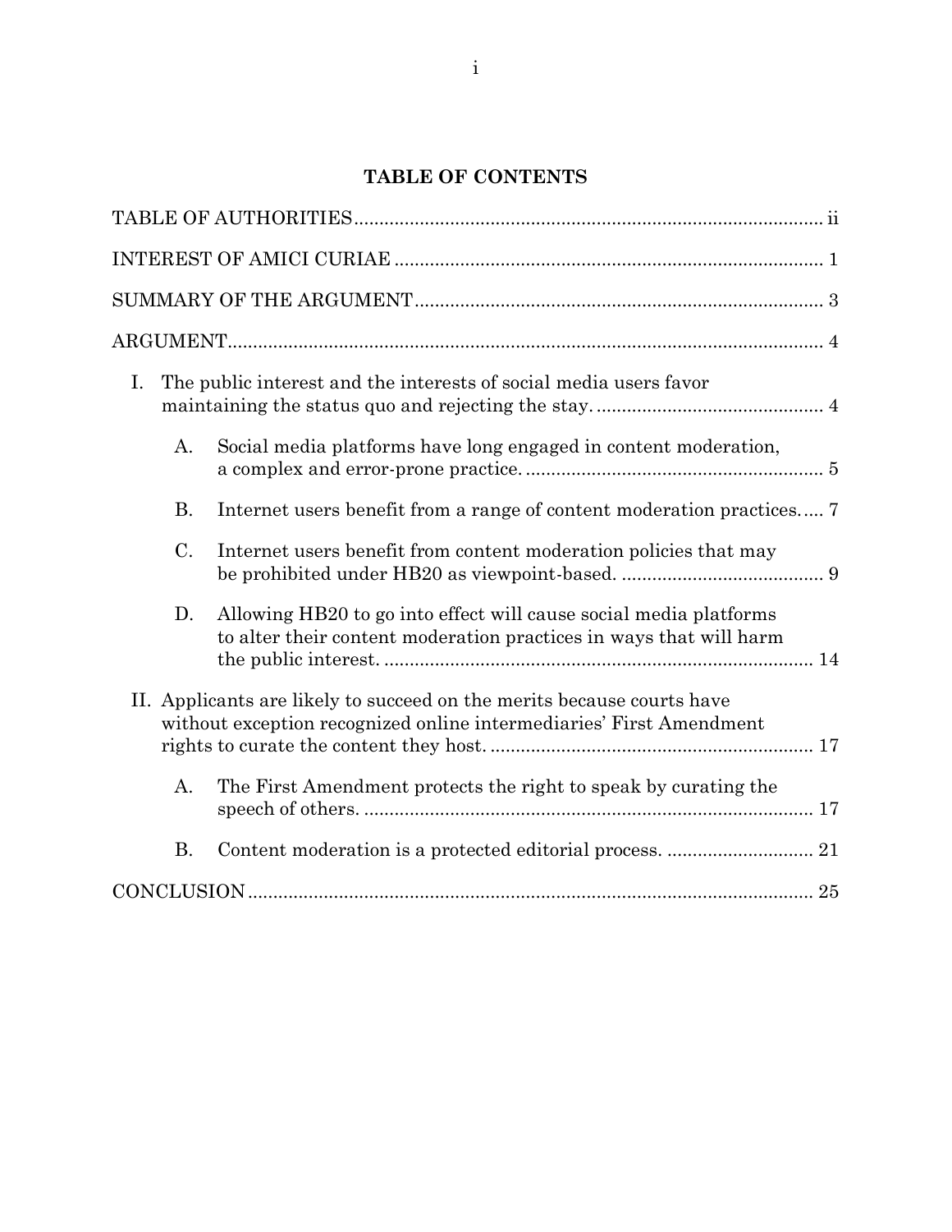## TABLE OF CONTENTS

TABLE OF AUTHORITIES .......... ii

INTEREST OF AMICI CURIAE .......... 1

SUMMARY OF THE ARGUMENT .......... 3

ARGUMENT .......... 4

- I. The public interest and the interests of social media users favor maintaining the status quo and rejecting the stay. .......... 4
  - A. Social media platforms have long engaged in content moderation, a complex and error-prone practice. .......... 5
  - B. Internet users benefit from a range of content moderation practices. .......... 7
  - C. Internet users benefit from content moderation policies that may be prohibited under HB20 as viewpoint-based. .......... 9
  - D. Allowing HB20 to go into effect will cause social media platforms to alter their content moderation practices in ways that will harm the public interest. .......... 14
- II. Applicants are likely to succeed on the merits because courts have without exception recognized online intermediaries' First Amendment rights to curate the content they host. .......... 17
  - A. The First Amendment protects the right to speak by curating the speech of others. .......... 17
  - B. Content moderation is a protected editorial process. .......... 21

CONCLUSION .......... 25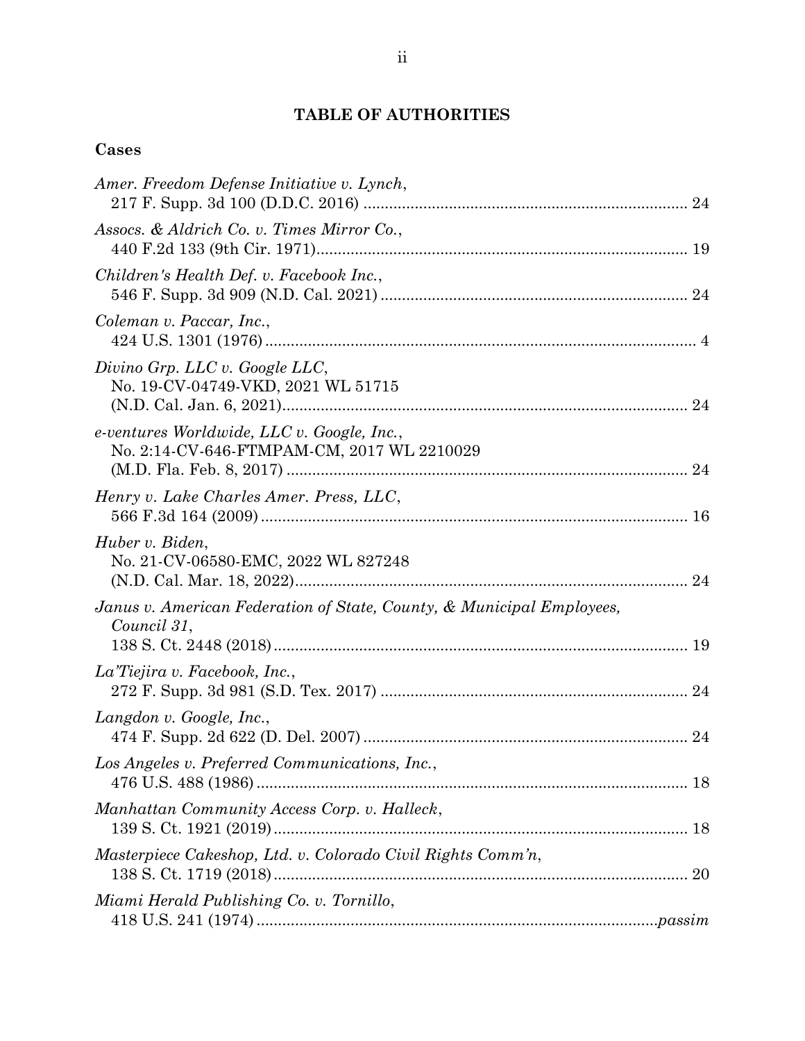# TABLE OF AUTHORITIES

## Cases

*Amer. Freedom Defense Initiative v. Lynch*, 217 F. Supp. 3d 100 (D.D.C. 2016) .......... 24

*Assocs. & Aldrich Co. v. Times Mirror Co.*, 440 F.2d 133 (9th Cir. 1971).......... 19

*Children's Health Def. v. Facebook Inc.*, 546 F. Supp. 3d 909 (N.D. Cal. 2021) .......... 24

*Coleman v. Paccar, Inc.*, 424 U.S. 1301 (1976) .......... 4

*Divino Grp. LLC v. Google LLC*, No. 19-CV-04749-VKD, 2021 WL 51715 (N.D. Cal. Jan. 6, 2021).......... 24

*e-ventures Worldwide, LLC v. Google, Inc.*, No. 2:14-CV-646-FTMPAM-CM, 2017 WL 2210029 (M.D. Fla. Feb. 8, 2017) .......... 24

*Henry v. Lake Charles Amer. Press, LLC*, 566 F.3d 164 (2009) .......... 16

*Huber v. Biden*, No. 21-CV-06580-EMC, 2022 WL 827248 (N.D. Cal. Mar. 18, 2022).......... 24

*Janus v. American Federation of State, County, & Municipal Employees, Council 31*, 138 S. Ct. 2448 (2018) .......... 19

*La'Tiejira v. Facebook, Inc.*, 272 F. Supp. 3d 981 (S.D. Tex. 2017) .......... 24

*Langdon v. Google, Inc.*, 474 F. Supp. 2d 622 (D. Del. 2007) .......... 24

*Los Angeles v. Preferred Communications, Inc.*, 476 U.S. 488 (1986) .......... 18

*Manhattan Community Access Corp. v. Halleck*, 139 S. Ct. 1921 (2019) .......... 18

*Masterpiece Cakeshop, Ltd. v. Colorado Civil Rights Comm'n*, 138 S. Ct. 1719 (2018) .......... 20

*Miami Herald Publishing Co. v. Tornillo*, 418 U.S. 241 (1974) .......... *passim*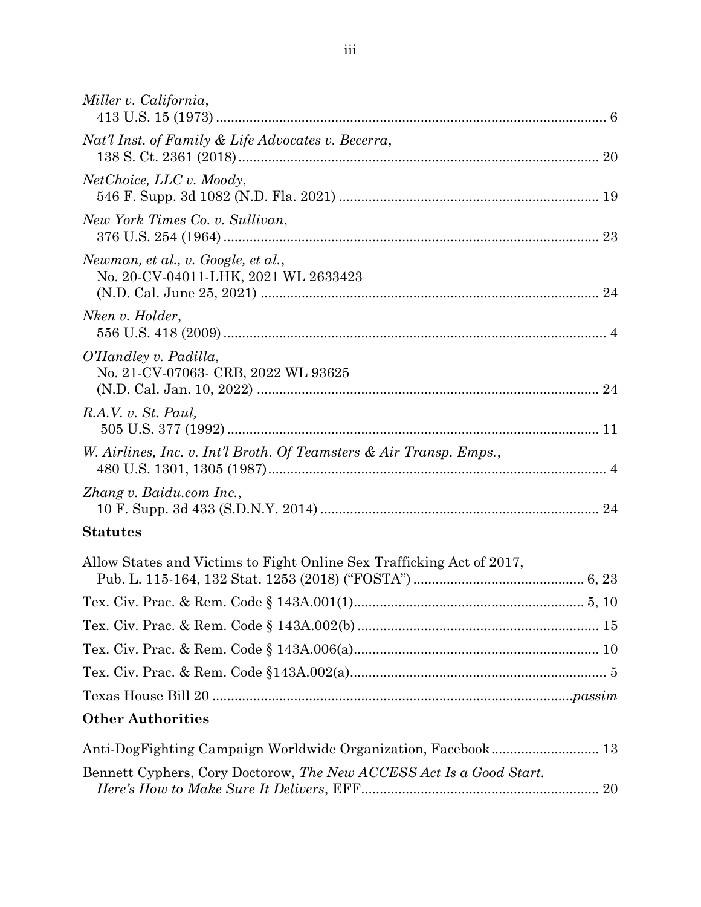*Miller v. California*,
413 U.S. 15 (1973) ........................................................................................................ 6

*Nat'l Inst. of Family & Life Advocates v. Becerra*,
138 S. Ct. 2361 (2018) ................................................................................................ 20

*NetChoice, LLC v. Moody*,
546 F. Supp. 3d 1082 (N.D. Fla. 2021) ..................................................................... 19

*New York Times Co. v. Sullivan*,
376 U.S. 254 (1964) .................................................................................................... 23

*Newman, et al., v. Google, et al.*,
No. 20-CV-04011-LHK, 2021 WL 2633423
(N.D. Cal. June 25, 2021) ........................................................................................... 24

*Nken v. Holder*,
556 U.S. 418 (2009) ...................................................................................................... 4

*O'Handley v. Padilla*,
No. 21-CV-07063- CRB, 2022 WL 93625
(N.D. Cal. Jan. 10, 2022) ............................................................................................ 24

*R.A.V. v. St. Paul,*
505 U.S. 377 (1992) .................................................................................................... 11

*W. Airlines, Inc. v. Int'l Broth. Of Teamsters & Air Transp. Emps.*,
480 U.S. 1301, 1305 (1987) .......................................................................................... 4

*Zhang v. Baidu.com Inc.*,
10 F. Supp. 3d 433 (S.D.N.Y. 2014) ........................................................................... 24

## Statutes

Allow States and Victims to Fight Online Sex Trafficking Act of 2017,
Pub. L. 115-164, 132 Stat. 1253 (2018) ("FOSTA") ............................................. 6, 23

Tex. Civ. Prac. & Rem. Code § 143A.001(1) ............................................................. 5, 10

Tex. Civ. Prac. & Rem. Code § 143A.002(b) ................................................................ 15

Tex. Civ. Prac. & Rem. Code § 143A.006(a) ................................................................. 10

Tex. Civ. Prac. & Rem. Code §143A.002(a) .................................................................... 5

Texas House Bill 20 ................................................................................................*passim*

## Other Authorities

Anti-DogFighting Campaign Worldwide Organization, Facebook ............................. 13

Bennett Cyphers, Cory Doctorow, *The New ACCESS Act Is a Good Start. Here's How to Make Sure It Delivers*, EFF ............................................................... 20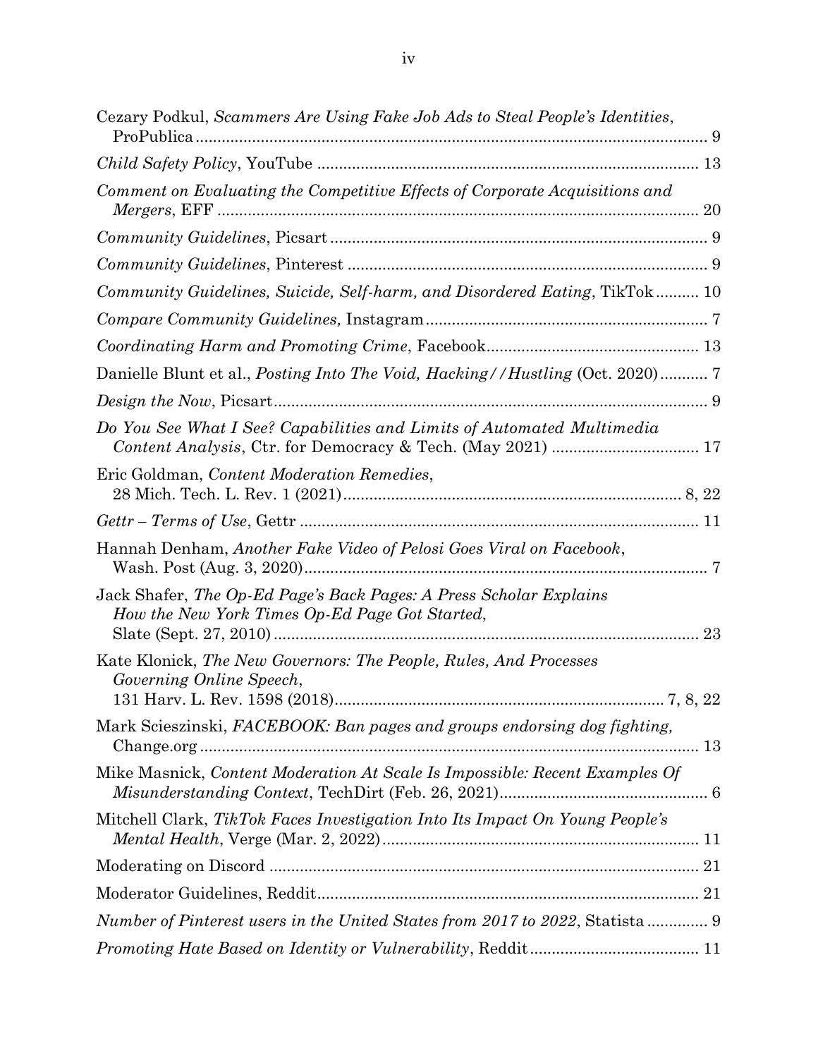Cezary Podkul, *Scammers Are Using Fake Job Ads to Steal People's Identities*, ProPublica ........................................ 9

*Child Safety Policy*, YouTube ........................................ 13

*Comment on Evaluating the Competitive Effects of Corporate Acquisitions and Mergers*, EFF ........................................ 20

*Community Guidelines*, Picsart ........................................ 9

*Community Guidelines*, Pinterest ........................................ 9

*Community Guidelines, Suicide, Self-harm, and Disordered Eating*, TikTok .......... 10

*Compare Community Guidelines,* Instagram ........................................ 7

*Coordinating Harm and Promoting Crime*, Facebook ........................................ 13

Danielle Blunt et al., *Posting Into The Void, Hacking//Hustling* (Oct. 2020) ........... 7

*Design the Now*, Picsart ........................................ 9

*Do You See What I See? Capabilities and Limits of Automated Multimedia Content Analysis*, Ctr. for Democracy & Tech. (May 2021) ........................................ 17

Eric Goldman, *Content Moderation Remedies*, 28 Mich. Tech. L. Rev. 1 (2021) ........................................ 8, 22

*Gettr – Terms of Use*, Gettr ........................................ 11

Hannah Denham, *Another Fake Video of Pelosi Goes Viral on Facebook*, Wash. Post (Aug. 3, 2020) ........................................ 7

Jack Shafer, *The Op-Ed Page's Back Pages: A Press Scholar Explains How the New York Times Op-Ed Page Got Started*, Slate (Sept. 27, 2010) ........................................ 23

Kate Klonick, *The New Governors: The People, Rules, And Processes Governing Online Speech*, 131 Harv. L. Rev. 1598 (2018) ........................................ 7, 8, 22

Mark Scieszinski, *FACEBOOK: Ban pages and groups endorsing dog fighting*, Change.org ........................................ 13

Mike Masnick, *Content Moderation At Scale Is Impossible: Recent Examples Of Misunderstanding Context*, TechDirt (Feb. 26, 2021) ........................................ 6

Mitchell Clark, *TikTok Faces Investigation Into Its Impact On Young People's Mental Health*, Verge (Mar. 2, 2022) ........................................ 11

Moderating on Discord ........................................ 21

Moderator Guidelines, Reddit ........................................ 21

*Number of Pinterest users in the United States from 2017 to 2022*, Statista .............. 9

*Promoting Hate Based on Identity or Vulnerability*, Reddit ........................................ 11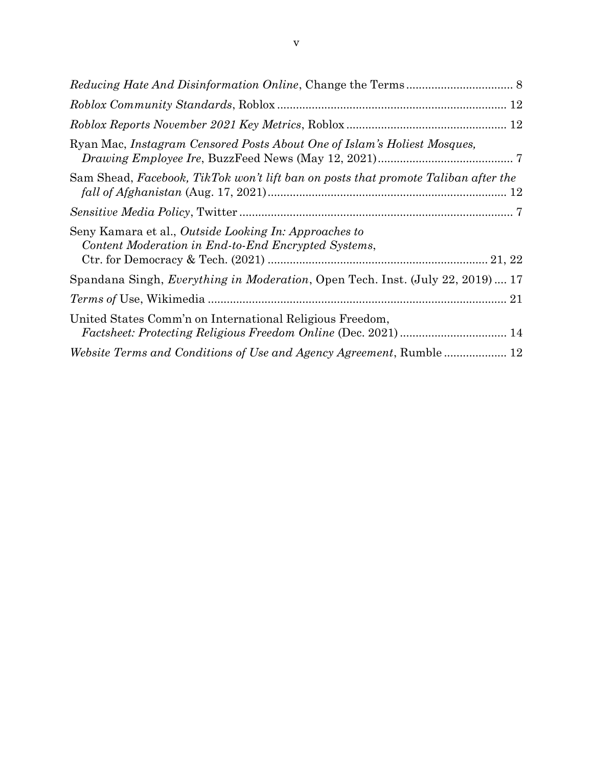*Reducing Hate And Disinformation Online*, Change the Terms .................................. 8

*Roblox Community Standards*, Roblox ........................................................................ 12

*Roblox Reports November 2021 Key Metrics*, Roblox .................................................. 12

Ryan Mac, *Instagram Censored Posts About One of Islam's Holiest Mosques, Drawing Employee Ire*, BuzzFeed News (May 12, 2021) ........................................... 7

Sam Shead, *Facebook, TikTok won't lift ban on posts that promote Taliban after the fall of Afghanistan* (Aug. 17, 2021) ........................................................................... 12

*Sensitive Media Policy*, Twitter ....................................................................................... 7

Seny Kamara et al., *Outside Looking In: Approaches to Content Moderation in End-to-End Encrypted Systems*, Ctr. for Democracy & Tech. (2021) ...................................................................... 21, 22

Spandana Singh, *Everything in Moderation*, Open Tech. Inst. (July 22, 2019) .... 17

*Terms of* Use, Wikimedia ............................................................................................... 21

United States Comm'n on International Religious Freedom, *Factsheet: Protecting Religious Freedom Online* (Dec. 2021) .................................. 14

*Website Terms and Conditions of Use and Agency Agreement*, Rumble .................... 12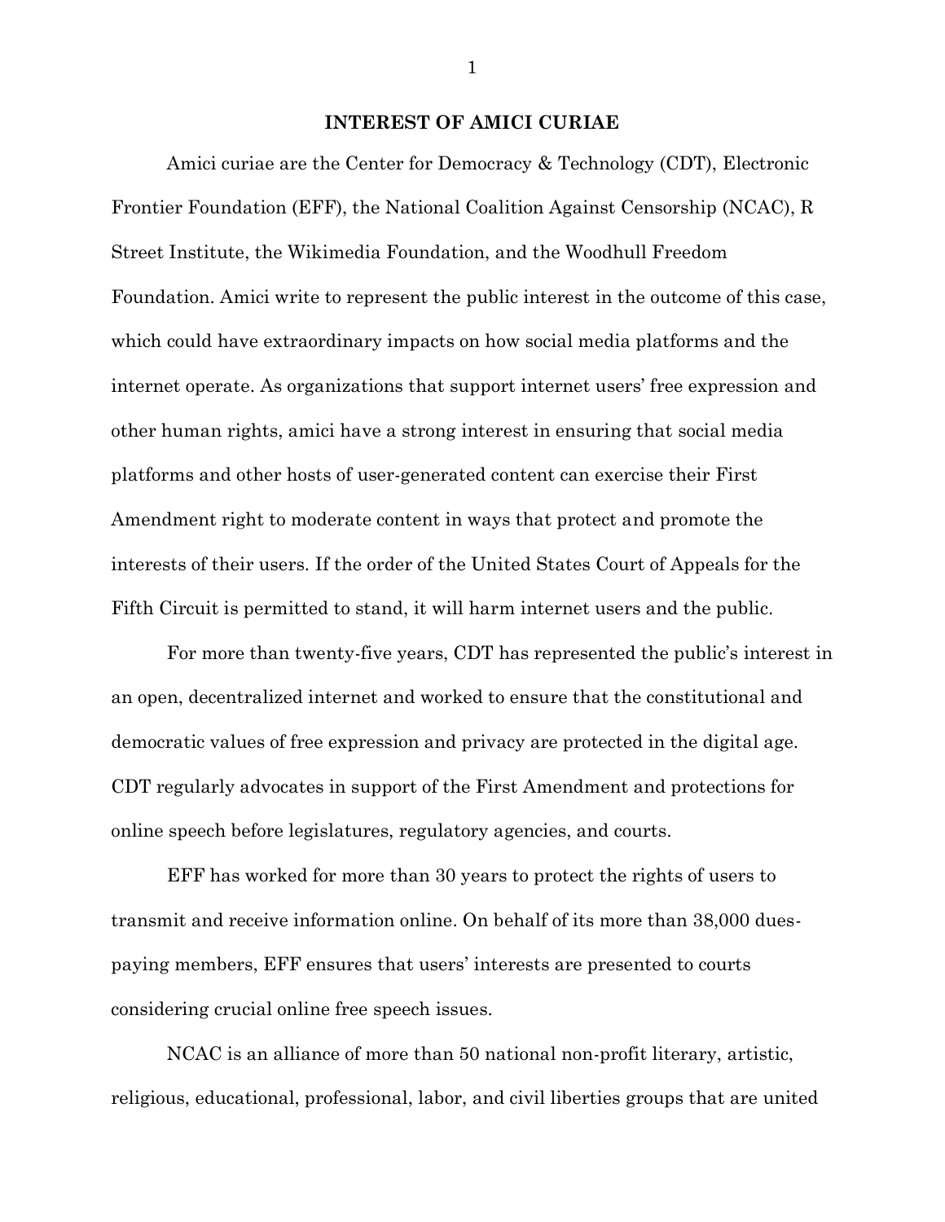## INTEREST OF AMICI CURIAE

Amici curiae are the Center for Democracy & Technology (CDT), Electronic Frontier Foundation (EFF), the National Coalition Against Censorship (NCAC), R Street Institute, the Wikimedia Foundation, and the Woodhull Freedom Foundation. Amici write to represent the public interest in the outcome of this case, which could have extraordinary impacts on how social media platforms and the internet operate. As organizations that support internet users' free expression and other human rights, amici have a strong interest in ensuring that social media platforms and other hosts of user-generated content can exercise their First Amendment right to moderate content in ways that protect and promote the interests of their users. If the order of the United States Court of Appeals for the Fifth Circuit is permitted to stand, it will harm internet users and the public.

For more than twenty-five years, CDT has represented the public's interest in an open, decentralized internet and worked to ensure that the constitutional and democratic values of free expression and privacy are protected in the digital age. CDT regularly advocates in support of the First Amendment and protections for online speech before legislatures, regulatory agencies, and courts.

EFF has worked for more than 30 years to protect the rights of users to transmit and receive information online. On behalf of its more than 38,000 dues-paying members, EFF ensures that users' interests are presented to courts considering crucial online free speech issues.

NCAC is an alliance of more than 50 national non-profit literary, artistic, religious, educational, professional, labor, and civil liberties groups that are united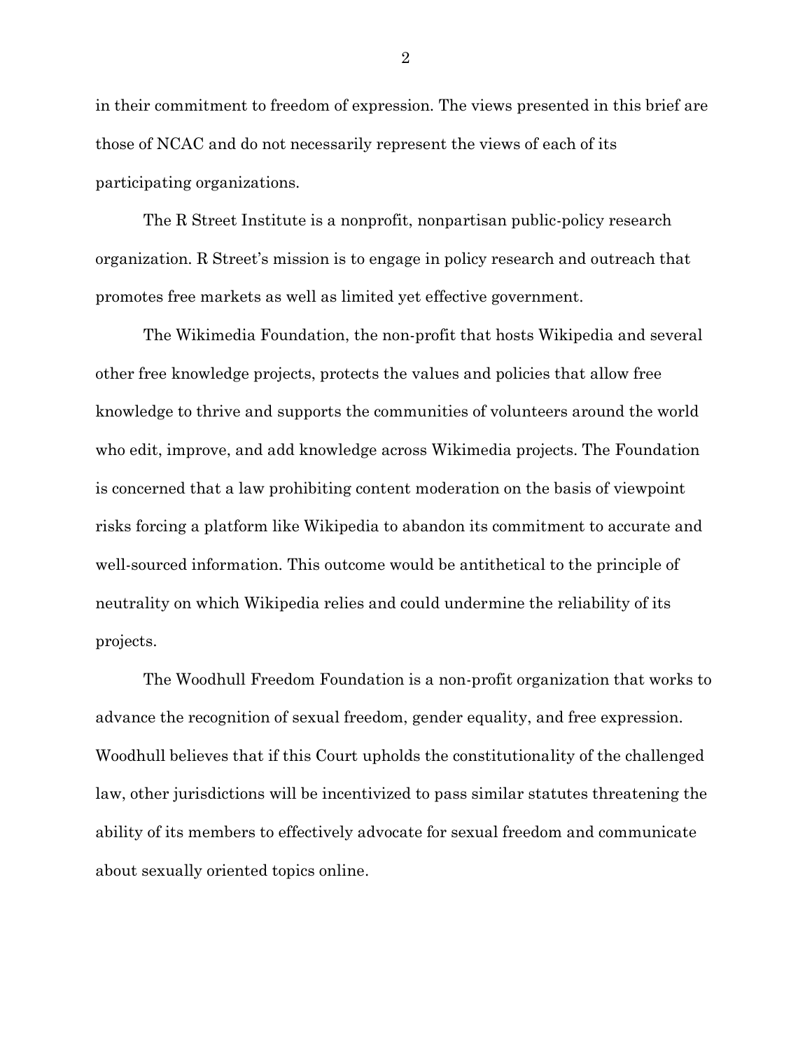in their commitment to freedom of expression. The views presented in this brief are those of NCAC and do not necessarily represent the views of each of its participating organizations.

The R Street Institute is a nonprofit, nonpartisan public-policy research organization. R Street's mission is to engage in policy research and outreach that promotes free markets as well as limited yet effective government.

The Wikimedia Foundation, the non-profit that hosts Wikipedia and several other free knowledge projects, protects the values and policies that allow free knowledge to thrive and supports the communities of volunteers around the world who edit, improve, and add knowledge across Wikimedia projects. The Foundation is concerned that a law prohibiting content moderation on the basis of viewpoint risks forcing a platform like Wikipedia to abandon its commitment to accurate and well-sourced information. This outcome would be antithetical to the principle of neutrality on which Wikipedia relies and could undermine the reliability of its projects.

The Woodhull Freedom Foundation is a non-profit organization that works to advance the recognition of sexual freedom, gender equality, and free expression. Woodhull believes that if this Court upholds the constitutionality of the challenged law, other jurisdictions will be incentivized to pass similar statutes threatening the ability of its members to effectively advocate for sexual freedom and communicate about sexually oriented topics online.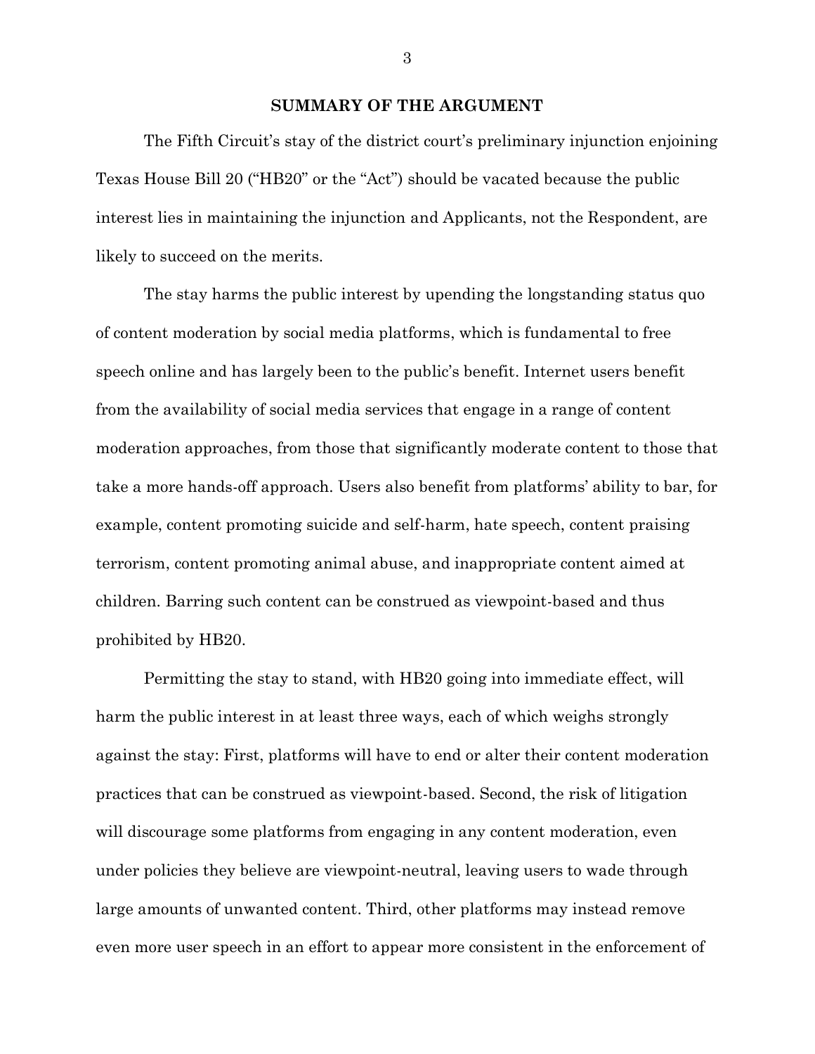## SUMMARY OF THE ARGUMENT

The Fifth Circuit's stay of the district court's preliminary injunction enjoining Texas House Bill 20 ("HB20" or the "Act") should be vacated because the public interest lies in maintaining the injunction and Applicants, not the Respondent, are likely to succeed on the merits.

The stay harms the public interest by upending the longstanding status quo of content moderation by social media platforms, which is fundamental to free speech online and has largely been to the public's benefit. Internet users benefit from the availability of social media services that engage in a range of content moderation approaches, from those that significantly moderate content to those that take a more hands-off approach. Users also benefit from platforms' ability to bar, for example, content promoting suicide and self-harm, hate speech, content praising terrorism, content promoting animal abuse, and inappropriate content aimed at children. Barring such content can be construed as viewpoint-based and thus prohibited by HB20.

Permitting the stay to stand, with HB20 going into immediate effect, will harm the public interest in at least three ways, each of which weighs strongly against the stay: First, platforms will have to end or alter their content moderation practices that can be construed as viewpoint-based. Second, the risk of litigation will discourage some platforms from engaging in any content moderation, even under policies they believe are viewpoint-neutral, leaving users to wade through large amounts of unwanted content. Third, other platforms may instead remove even more user speech in an effort to appear more consistent in the enforcement of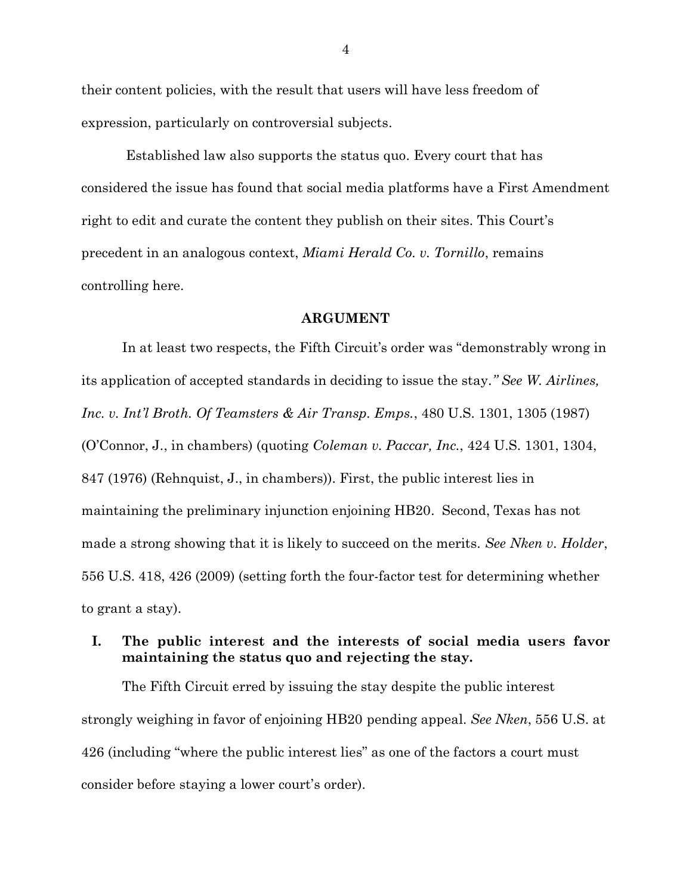their content policies, with the result that users will have less freedom of expression, particularly on controversial subjects.

Established law also supports the status quo. Every court that has considered the issue has found that social media platforms have a First Amendment right to edit and curate the content they publish on their sites. This Court's precedent in an analogous context, *Miami Herald Co. v. Tornillo*, remains controlling here.

## ARGUMENT

In at least two respects, the Fifth Circuit's order was "demonstrably wrong in its application of accepted standards in deciding to issue the stay." *See W. Airlines, Inc. v. Int'l Broth. Of Teamsters & Air Transp. Emps.*, 480 U.S. 1301, 1305 (1987) (O'Connor, J., in chambers) (quoting *Coleman v. Paccar, Inc.*, 424 U.S. 1301, 1304, 847 (1976) (Rehnquist, J., in chambers)). First, the public interest lies in maintaining the preliminary injunction enjoining HB20. Second, Texas has not made a strong showing that it is likely to succeed on the merits. *See Nken v. Holder*, 556 U.S. 418, 426 (2009) (setting forth the four-factor test for determining whether to grant a stay).

### I. The public interest and the interests of social media users favor maintaining the status quo and rejecting the stay.

The Fifth Circuit erred by issuing the stay despite the public interest strongly weighing in favor of enjoining HB20 pending appeal. *See Nken*, 556 U.S. at 426 (including "where the public interest lies" as one of the factors a court must consider before staying a lower court's order).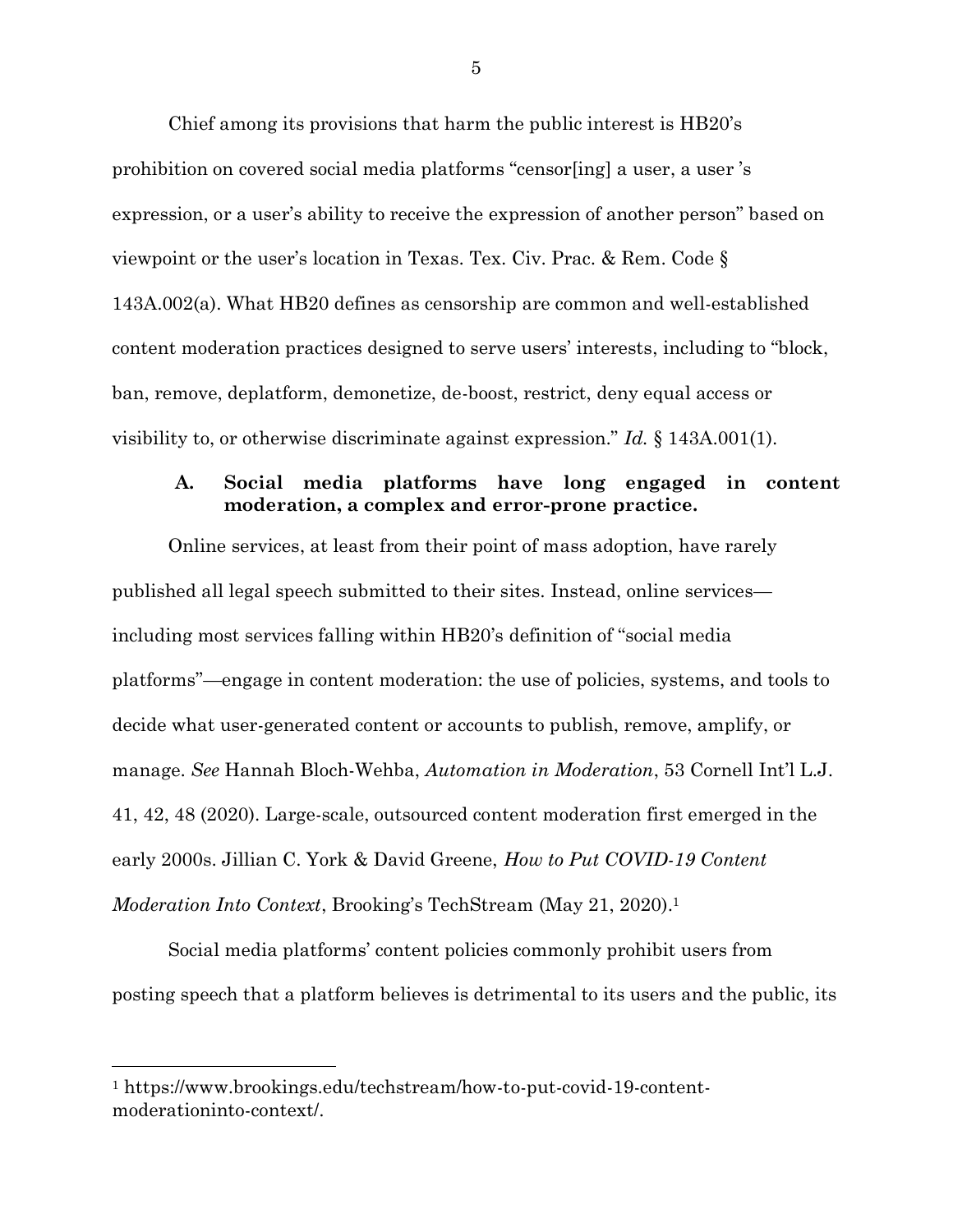Chief among its provisions that harm the public interest is HB20's prohibition on covered social media platforms "censor[ing] a user, a user 's expression, or a user's ability to receive the expression of another person" based on viewpoint or the user's location in Texas. Tex. Civ. Prac. & Rem. Code § 143A.002(a). What HB20 defines as censorship are common and well-established content moderation practices designed to serve users' interests, including to "block, ban, remove, deplatform, demonetize, de-boost, restrict, deny equal access or visibility to, or otherwise discriminate against expression." *Id.* § 143A.001(1).

### A. Social media platforms have long engaged in content moderation, a complex and error-prone practice.

Online services, at least from their point of mass adoption, have rarely published all legal speech submitted to their sites. Instead, online services—including most services falling within HB20's definition of "social media platforms"—engage in content moderation: the use of policies, systems, and tools to decide what user-generated content or accounts to publish, remove, amplify, or manage. *See* Hannah Bloch-Wehba, *Automation in Moderation*, 53 Cornell Int'l L.J. 41, 42, 48 (2020). Large-scale, outsourced content moderation first emerged in the early 2000s. Jillian C. York & David Greene, *How to Put COVID-19 Content Moderation Into Context*, Brooking's TechStream (May 21, 2020).[1]

Social media platforms' content policies commonly prohibit users from posting speech that a platform believes is detrimental to its users and the public, its

[1] https://www.brookings.edu/techstream/how-to-put-covid-19-content-moderationinto-context/.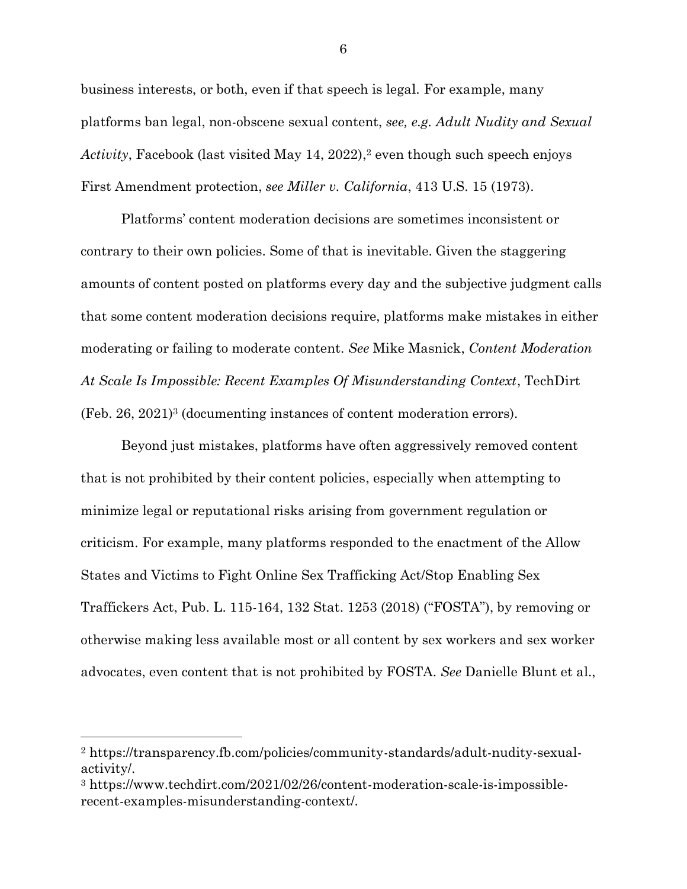business interests, or both, even if that speech is legal. For example, many platforms ban legal, non-obscene sexual content, *see, e.g. Adult Nudity and Sexual Activity*, Facebook (last visited May 14, 2022),[2] even though such speech enjoys First Amendment protection, *see Miller v. California*, 413 U.S. 15 (1973).

Platforms' content moderation decisions are sometimes inconsistent or contrary to their own policies. Some of that is inevitable. Given the staggering amounts of content posted on platforms every day and the subjective judgment calls that some content moderation decisions require, platforms make mistakes in either moderating or failing to moderate content. *See* Mike Masnick, *Content Moderation At Scale Is Impossible: Recent Examples Of Misunderstanding Context*, TechDirt (Feb. 26, 2021)[3] (documenting instances of content moderation errors).

Beyond just mistakes, platforms have often aggressively removed content that is not prohibited by their content policies, especially when attempting to minimize legal or reputational risks arising from government regulation or criticism. For example, many platforms responded to the enactment of the Allow States and Victims to Fight Online Sex Trafficking Act/Stop Enabling Sex Traffickers Act, Pub. L. 115-164, 132 Stat. 1253 (2018) ("FOSTA"), by removing or otherwise making less available most or all content by sex workers and sex worker advocates, even content that is not prohibited by FOSTA. *See* Danielle Blunt et al.,

---

[2] https://transparency.fb.com/policies/community-standards/adult-nudity-sexual-activity/.

[3] https://www.techdirt.com/2021/02/26/content-moderation-scale-is-impossible-recent-examples-misunderstanding-context/.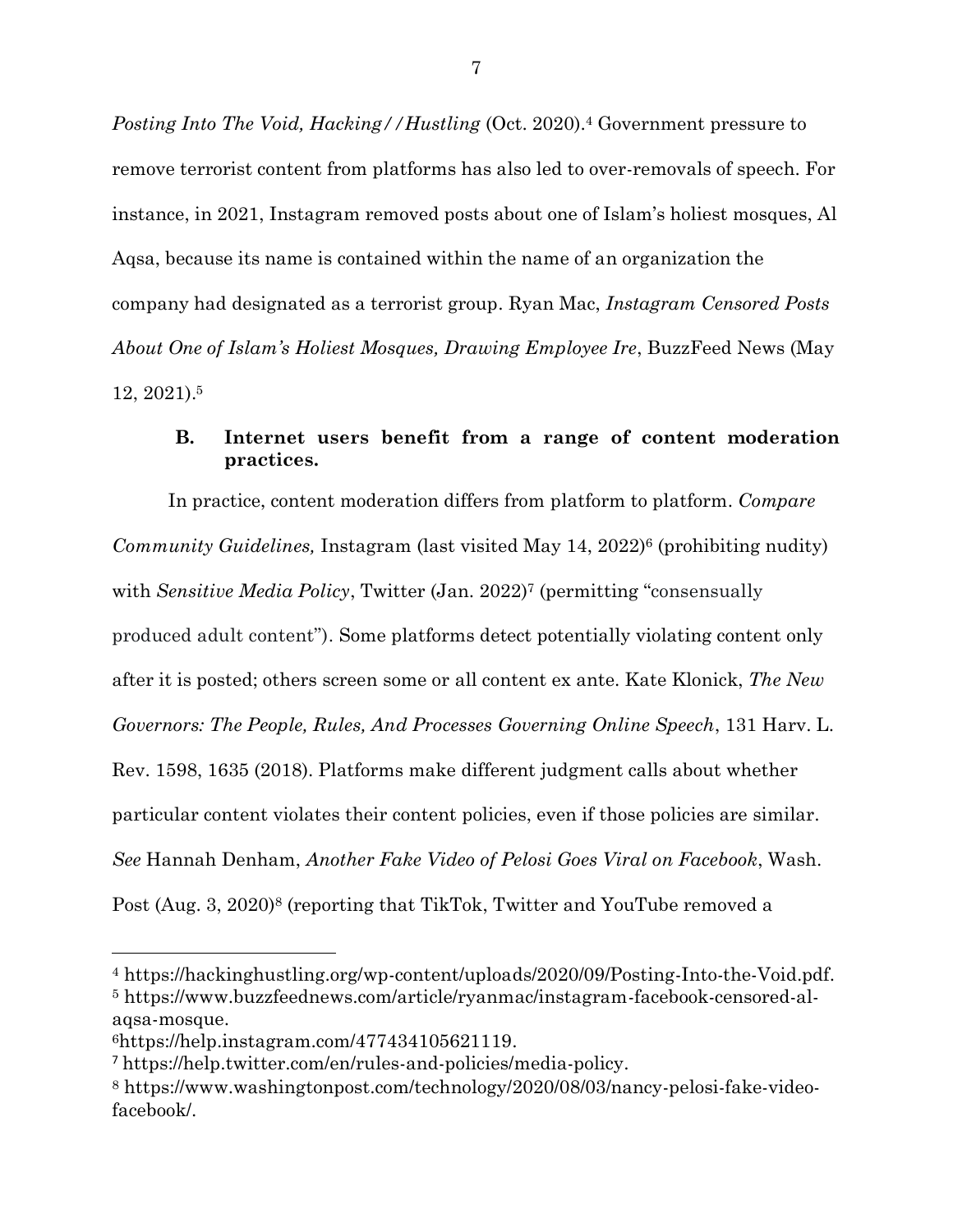*Posting Into The Void, Hacking//Hustling* (Oct. 2020).[4] Government pressure to remove terrorist content from platforms has also led to over-removals of speech. For instance, in 2021, Instagram removed posts about one of Islam's holiest mosques, Al Aqsa, because its name is contained within the name of an organization the company had designated as a terrorist group. Ryan Mac, *Instagram Censored Posts About One of Islam's Holiest Mosques, Drawing Employee Ire*, BuzzFeed News (May 12, 2021).[5]

### B. Internet users benefit from a range of content moderation practices.

In practice, content moderation differs from platform to platform. *Compare Community Guidelines,* Instagram (last visited May 14, 2022)[6] (prohibiting nudity) with *Sensitive Media Policy*, Twitter (Jan. 2022)[7] (permitting "consensually produced adult content"). Some platforms detect potentially violating content only after it is posted; others screen some or all content ex ante. Kate Klonick, *The New Governors: The People, Rules, And Processes Governing Online Speech*, 131 Harv. L. Rev. 1598, 1635 (2018). Platforms make different judgment calls about whether particular content violates their content policies, even if those policies are similar. *See* Hannah Denham, *Another Fake Video of Pelosi Goes Viral on Facebook*, Wash. Post (Aug. 3, 2020)[8] (reporting that TikTok, Twitter and YouTube removed a

---

[4] https://hackinghustling.org/wp-content/uploads/2020/09/Posting-Into-the-Void.pdf.

[5] https://www.buzzfeednews.com/article/ryanmac/instagram-facebook-censored-al-aqsa-mosque.

[6] https://help.instagram.com/477434105621119.

[7] https://help.twitter.com/en/rules-and-policies/media-policy.

[8] https://www.washingtonpost.com/technology/2020/08/03/nancy-pelosi-fake-video-facebook/.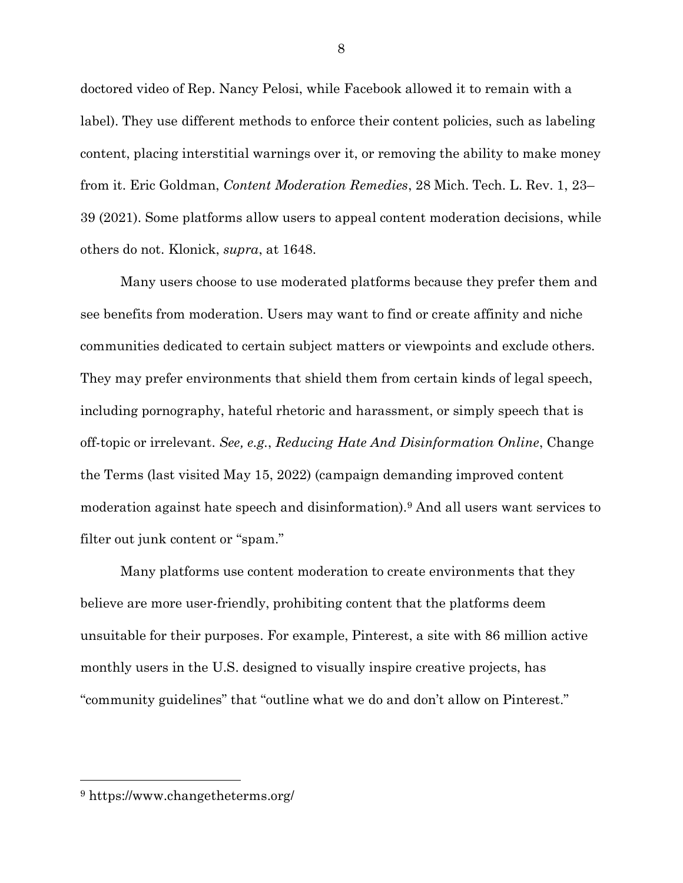doctored video of Rep. Nancy Pelosi, while Facebook allowed it to remain with a label). They use different methods to enforce their content policies, such as labeling content, placing interstitial warnings over it, or removing the ability to make money from it. Eric Goldman, *Content Moderation Remedies*, 28 Mich. Tech. L. Rev. 1, 23–39 (2021). Some platforms allow users to appeal content moderation decisions, while others do not. Klonick, *supra*, at 1648.

Many users choose to use moderated platforms because they prefer them and see benefits from moderation. Users may want to find or create affinity and niche communities dedicated to certain subject matters or viewpoints and exclude others. They may prefer environments that shield them from certain kinds of legal speech, including pornography, hateful rhetoric and harassment, or simply speech that is off-topic or irrelevant. *See, e.g.*, *Reducing Hate And Disinformation Online*, Change the Terms (last visited May 15, 2022) (campaign demanding improved content moderation against hate speech and disinformation).[9] And all users want services to filter out junk content or "spam."

Many platforms use content moderation to create environments that they believe are more user-friendly, prohibiting content that the platforms deem unsuitable for their purposes. For example, Pinterest, a site with 86 million active monthly users in the U.S. designed to visually inspire creative projects, has "community guidelines" that "outline what we do and don't allow on Pinterest."

---

[9] https://www.changetheterms.org/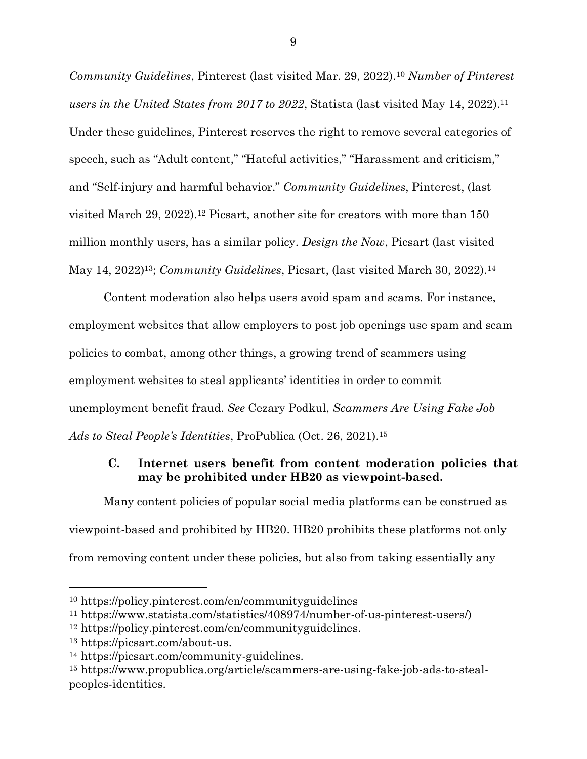*Community Guidelines*, Pinterest (last visited Mar. 29, 2022).[10] *Number of Pinterest users in the United States from 2017 to 2022*, Statista (last visited May 14, 2022).[11] Under these guidelines, Pinterest reserves the right to remove several categories of speech, such as "Adult content," "Hateful activities," "Harassment and criticism," and "Self-injury and harmful behavior." *Community Guidelines*, Pinterest, (last visited March 29, 2022).[12] Picsart, another site for creators with more than 150 million monthly users, has a similar policy. *Design the Now*, Picsart (last visited May 14, 2022)[13]; *Community Guidelines*, Picsart, (last visited March 30, 2022).[14]

Content moderation also helps users avoid spam and scams. For instance, employment websites that allow employers to post job openings use spam and scam policies to combat, among other things, a growing trend of scammers using employment websites to steal applicants' identities in order to commit unemployment benefit fraud. *See* Cezary Podkul, *Scammers Are Using Fake Job Ads to Steal People's Identities*, ProPublica (Oct. 26, 2021).[15]

### C. Internet users benefit from content moderation policies that may be prohibited under HB20 as viewpoint-based.

Many content policies of popular social media platforms can be construed as viewpoint-based and prohibited by HB20. HB20 prohibits these platforms not only from removing content under these policies, but also from taking essentially any

---

[10] https://policy.pinterest.com/en/communityguidelines

[11] https://www.statista.com/statistics/408974/number-of-us-pinterest-users/)

[12] https://policy.pinterest.com/en/communityguidelines.

[13] https://picsart.com/about-us.

[14] https://picsart.com/community-guidelines.

[15] https://www.propublica.org/article/scammers-are-using-fake-job-ads-to-steal-peoples-identities.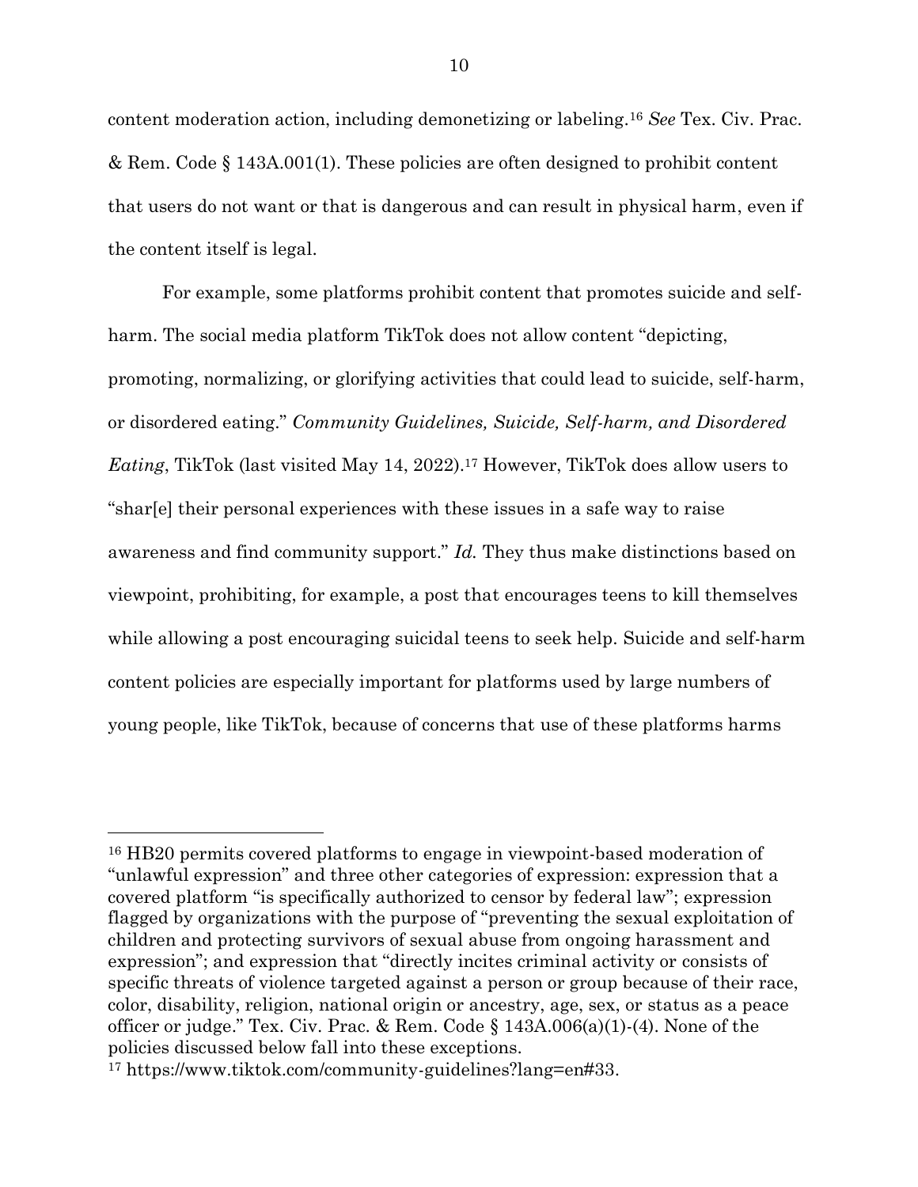content moderation action, including demonetizing or labeling.[16] *See* Tex. Civ. Prac. & Rem. Code § 143A.001(1). These policies are often designed to prohibit content that users do not want or that is dangerous and can result in physical harm, even if the content itself is legal.

For example, some platforms prohibit content that promotes suicide and self-harm. The social media platform TikTok does not allow content "depicting, promoting, normalizing, or glorifying activities that could lead to suicide, self-harm, or disordered eating." *Community Guidelines, Suicide, Self-harm, and Disordered Eating*, TikTok (last visited May 14, 2022).[17] However, TikTok does allow users to "shar[e] their personal experiences with these issues in a safe way to raise awareness and find community support." *Id.* They thus make distinctions based on viewpoint, prohibiting, for example, a post that encourages teens to kill themselves while allowing a post encouraging suicidal teens to seek help. Suicide and self-harm content policies are especially important for platforms used by large numbers of young people, like TikTok, because of concerns that use of these platforms harms

---

[16] HB20 permits covered platforms to engage in viewpoint-based moderation of "unlawful expression" and three other categories of expression: expression that a covered platform "is specifically authorized to censor by federal law"; expression flagged by organizations with the purpose of "preventing the sexual exploitation of children and protecting survivors of sexual abuse from ongoing harassment and expression"; and expression that "directly incites criminal activity or consists of specific threats of violence targeted against a person or group because of their race, color, disability, religion, national origin or ancestry, age, sex, or status as a peace officer or judge." Tex. Civ. Prac. & Rem. Code § 143A.006(a)(1)-(4). None of the policies discussed below fall into these exceptions.

[17] https://www.tiktok.com/community-guidelines?lang=en#33.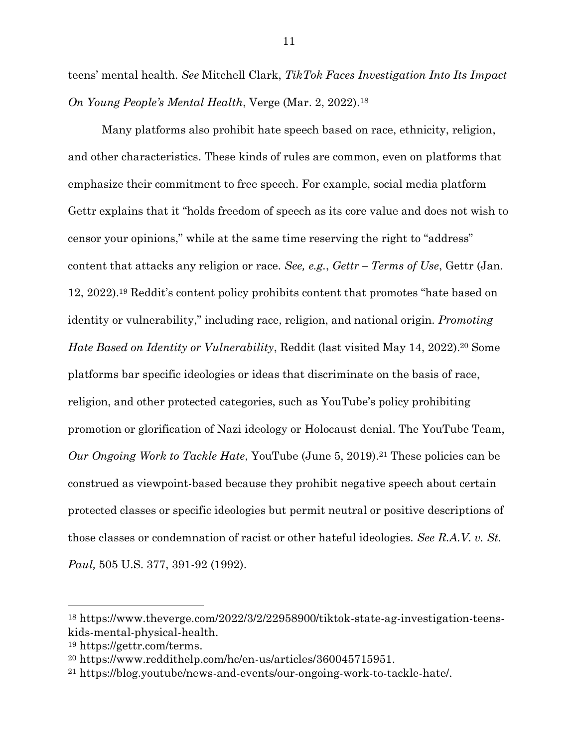teens' mental health. *See* Mitchell Clark, *TikTok Faces Investigation Into Its Impact On Young People's Mental Health*, Verge (Mar. 2, 2022).[18]

Many platforms also prohibit hate speech based on race, ethnicity, religion, and other characteristics. These kinds of rules are common, even on platforms that emphasize their commitment to free speech. For example, social media platform Gettr explains that it "holds freedom of speech as its core value and does not wish to censor your opinions," while at the same time reserving the right to "address" content that attacks any religion or race. *See, e.g.*, *Gettr – Terms of Use*, Gettr (Jan. 12, 2022).[19] Reddit's content policy prohibits content that promotes "hate based on identity or vulnerability," including race, religion, and national origin. *Promoting Hate Based on Identity or Vulnerability*, Reddit (last visited May 14, 2022).[20] Some platforms bar specific ideologies or ideas that discriminate on the basis of race, religion, and other protected categories, such as YouTube's policy prohibiting promotion or glorification of Nazi ideology or Holocaust denial. The YouTube Team, *Our Ongoing Work to Tackle Hate*, YouTube (June 5, 2019).[21] These policies can be construed as viewpoint-based because they prohibit negative speech about certain protected classes or specific ideologies but permit neutral or positive descriptions of those classes or condemnation of racist or other hateful ideologies. *See R.A.V. v. St. Paul,* 505 U.S. 377, 391-92 (1992).

---

[18] https://www.theverge.com/2022/3/2/22958900/tiktok-state-ag-investigation-teens-kids-mental-physical-health.

[19] https://gettr.com/terms.

[20] https://www.reddithelp.com/hc/en-us/articles/360045715951.

[21] https://blog.youtube/news-and-events/our-ongoing-work-to-tackle-hate/.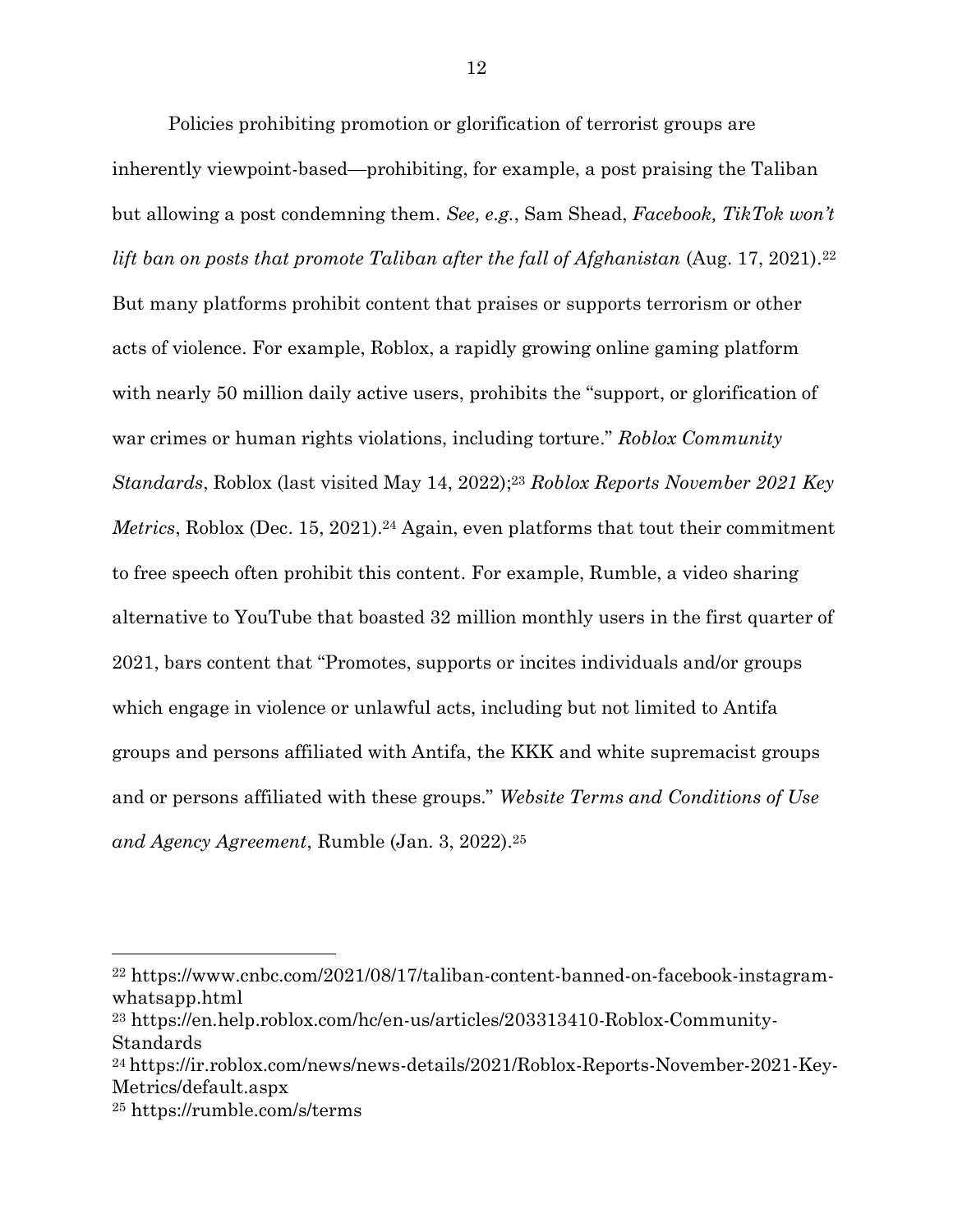Policies prohibiting promotion or glorification of terrorist groups are inherently viewpoint-based—prohibiting, for example, a post praising the Taliban but allowing a post condemning them. *See, e.g.*, Sam Shead, *Facebook, TikTok won't lift ban on posts that promote Taliban after the fall of Afghanistan* (Aug. 17, 2021).[22] But many platforms prohibit content that praises or supports terrorism or other acts of violence. For example, Roblox, a rapidly growing online gaming platform with nearly 50 million daily active users, prohibits the "support, or glorification of war crimes or human rights violations, including torture." *Roblox Community Standards*, Roblox (last visited May 14, 2022);[23] *Roblox Reports November 2021 Key Metrics*, Roblox (Dec. 15, 2021).[24] Again, even platforms that tout their commitment to free speech often prohibit this content. For example, Rumble, a video sharing alternative to YouTube that boasted 32 million monthly users in the first quarter of 2021, bars content that "Promotes, supports or incites individuals and/or groups which engage in violence or unlawful acts, including but not limited to Antifa groups and persons affiliated with Antifa, the KKK and white supremacist groups and or persons affiliated with these groups." *Website Terms and Conditions of Use and Agency Agreement*, Rumble (Jan. 3, 2022).[25]

---

[22] https://www.cnbc.com/2021/08/17/taliban-content-banned-on-facebook-instagram-whatsapp.html

[23] https://en.help.roblox.com/hc/en-us/articles/203313410-Roblox-Community-Standards

[24] https://ir.roblox.com/news/news-details/2021/Roblox-Reports-November-2021-Key-Metrics/default.aspx

[25] https://rumble.com/s/terms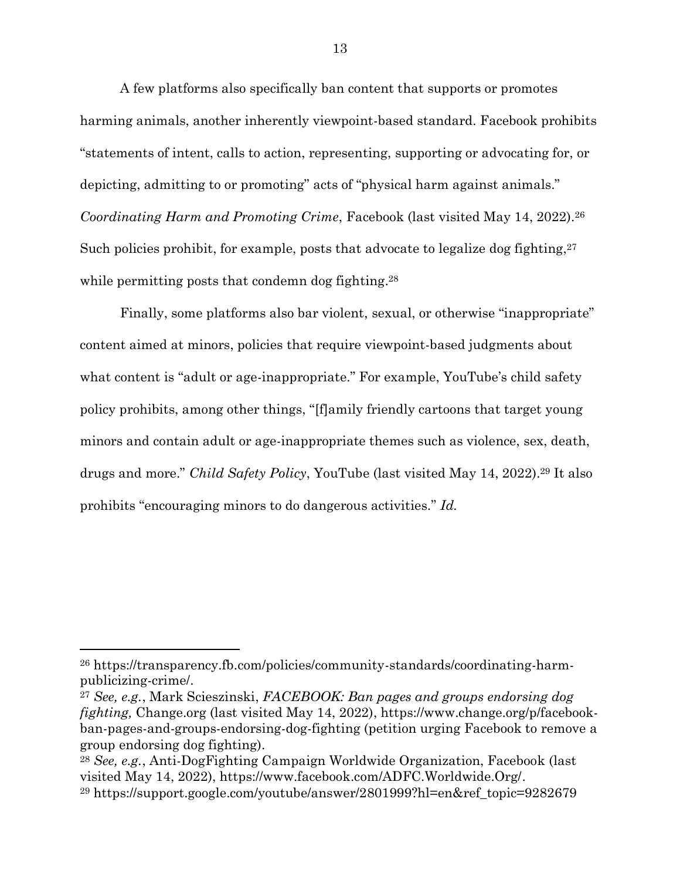A few platforms also specifically ban content that supports or promotes harming animals, another inherently viewpoint-based standard. Facebook prohibits "statements of intent, calls to action, representing, supporting or advocating for, or depicting, admitting to or promoting" acts of "physical harm against animals." *Coordinating Harm and Promoting Crime*, Facebook (last visited May 14, 2022).[26] Such policies prohibit, for example, posts that advocate to legalize dog fighting,[27] while permitting posts that condemn dog fighting.[28]

Finally, some platforms also bar violent, sexual, or otherwise "inappropriate" content aimed at minors, policies that require viewpoint-based judgments about what content is "adult or age-inappropriate." For example, YouTube's child safety policy prohibits, among other things, "[f]amily friendly cartoons that target young minors and contain adult or age-inappropriate themes such as violence, sex, death, drugs and more." *Child Safety Policy*, YouTube (last visited May 14, 2022).[29] It also prohibits "encouraging minors to do dangerous activities." *Id.*

---

[26] https://transparency.fb.com/policies/community-standards/coordinating-harm-publicizing-crime/.

[27] *See, e.g.*, Mark Scieszinski, *FACEBOOK: Ban pages and groups endorsing dog fighting,* Change.org (last visited May 14, 2022), https://www.change.org/p/facebook-ban-pages-and-groups-endorsing-dog-fighting (petition urging Facebook to remove a group endorsing dog fighting).

[28] *See, e.g.*, Anti-DogFighting Campaign Worldwide Organization, Facebook (last visited May 14, 2022), https://www.facebook.com/ADFC.Worldwide.Org/.

[29] https://support.google.com/youtube/answer/2801999?hl=en&ref_topic=9282679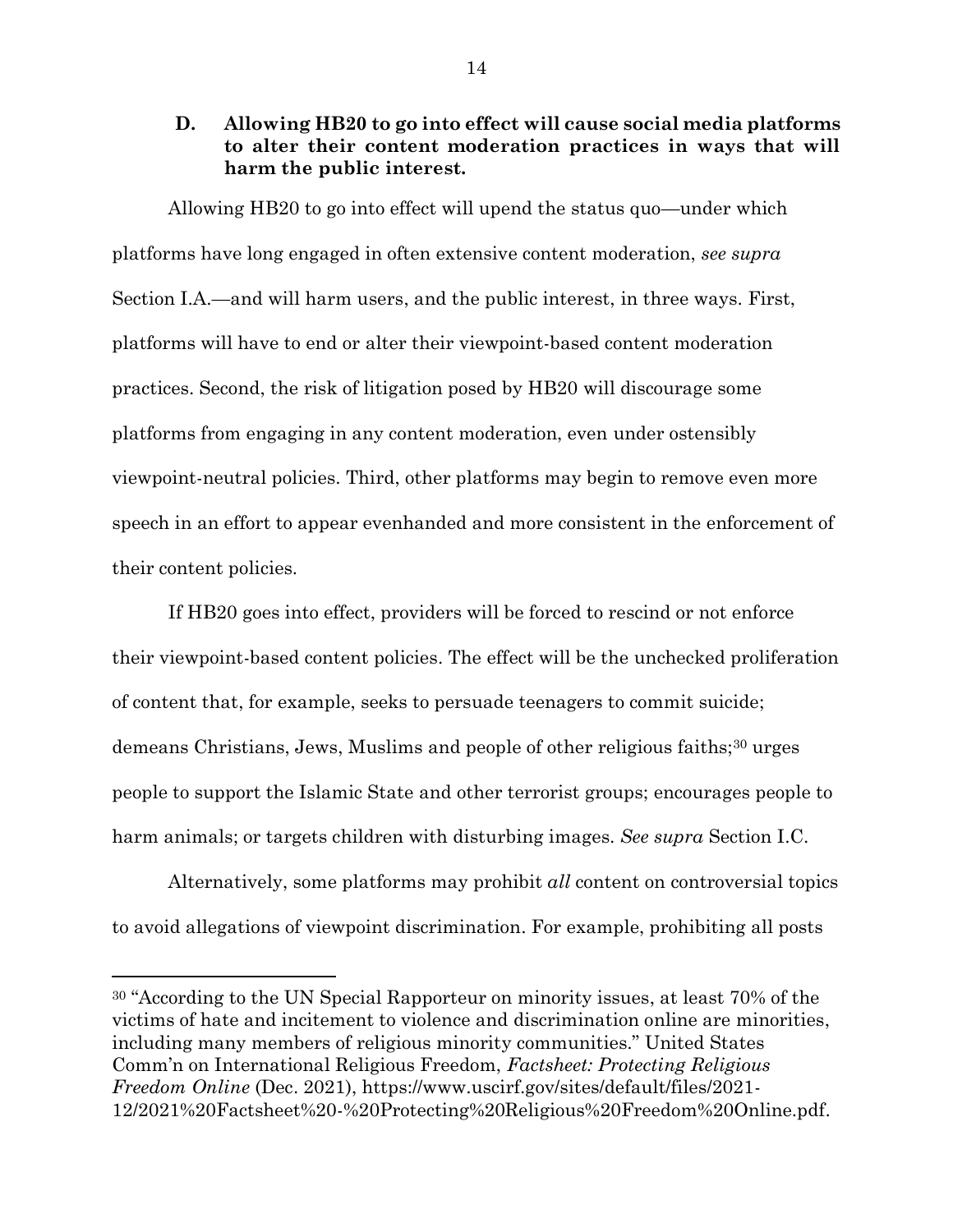### D. Allowing HB20 to go into effect will cause social media platforms to alter their content moderation practices in ways that will harm the public interest.

Allowing HB20 to go into effect will upend the status quo—under which platforms have long engaged in often extensive content moderation, *see supra* Section I.A.—and will harm users, and the public interest, in three ways. First, platforms will have to end or alter their viewpoint-based content moderation practices. Second, the risk of litigation posed by HB20 will discourage some platforms from engaging in any content moderation, even under ostensibly viewpoint-neutral policies. Third, other platforms may begin to remove even more speech in an effort to appear evenhanded and more consistent in the enforcement of their content policies.

If HB20 goes into effect, providers will be forced to rescind or not enforce their viewpoint-based content policies. The effect will be the unchecked proliferation of content that, for example, seeks to persuade teenagers to commit suicide; demeans Christians, Jews, Muslims and people of other religious faiths;[30] urges people to support the Islamic State and other terrorist groups; encourages people to harm animals; or targets children with disturbing images. *See supra* Section I.C.

Alternatively, some platforms may prohibit *all* content on controversial topics to avoid allegations of viewpoint discrimination. For example, prohibiting all posts

---

[30] "According to the UN Special Rapporteur on minority issues, at least 70% of the victims of hate and incitement to violence and discrimination online are minorities, including many members of religious minority communities." United States Comm'n on International Religious Freedom, *Factsheet: Protecting Religious Freedom Online* (Dec. 2021), https://www.uscirf.gov/sites/default/files/2021-12/2021%20Factsheet%20-%20Protecting%20Religious%20Freedom%20Online.pdf.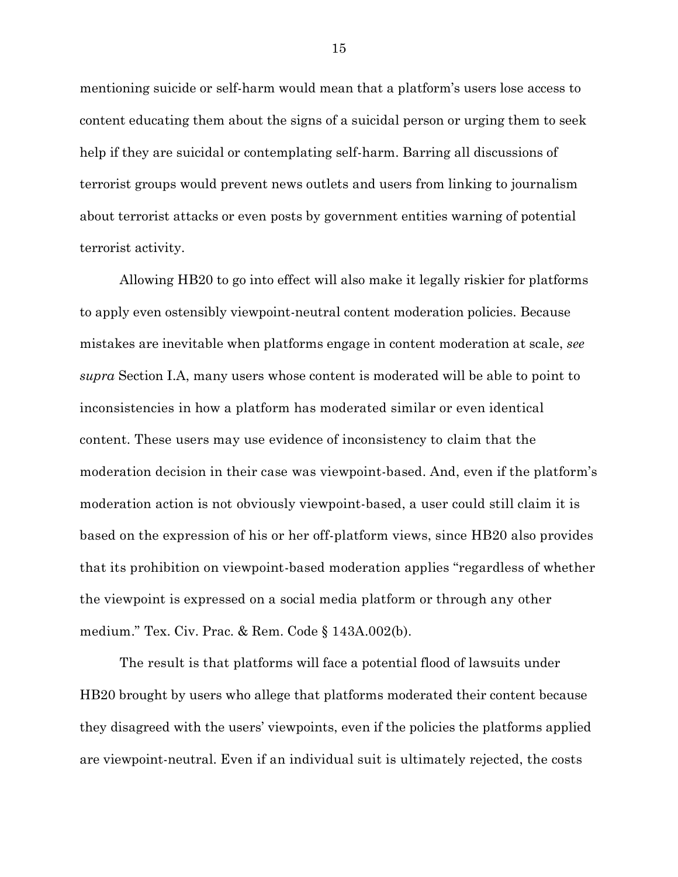mentioning suicide or self-harm would mean that a platform's users lose access to content educating them about the signs of a suicidal person or urging them to seek help if they are suicidal or contemplating self-harm. Barring all discussions of terrorist groups would prevent news outlets and users from linking to journalism about terrorist attacks or even posts by government entities warning of potential terrorist activity.

Allowing HB20 to go into effect will also make it legally riskier for platforms to apply even ostensibly viewpoint-neutral content moderation policies. Because mistakes are inevitable when platforms engage in content moderation at scale, *see supra* Section I.A, many users whose content is moderated will be able to point to inconsistencies in how a platform has moderated similar or even identical content. These users may use evidence of inconsistency to claim that the moderation decision in their case was viewpoint-based. And, even if the platform's moderation action is not obviously viewpoint-based, a user could still claim it is based on the expression of his or her off-platform views, since HB20 also provides that its prohibition on viewpoint-based moderation applies "regardless of whether the viewpoint is expressed on a social media platform or through any other medium." Tex. Civ. Prac. & Rem. Code § 143A.002(b).

The result is that platforms will face a potential flood of lawsuits under HB20 brought by users who allege that platforms moderated their content because they disagreed with the users' viewpoints, even if the policies the platforms applied are viewpoint-neutral. Even if an individual suit is ultimately rejected, the costs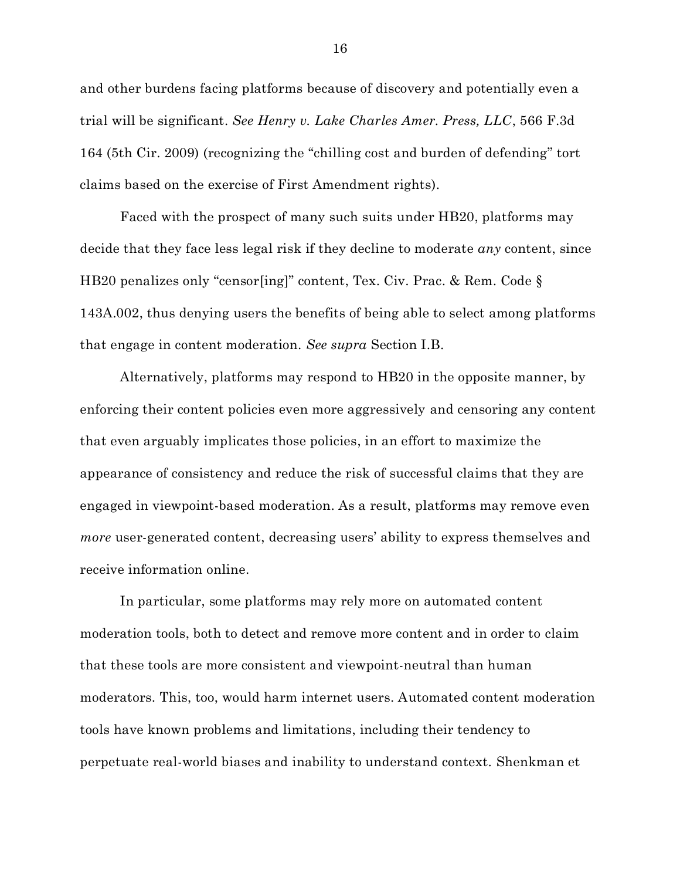and other burdens facing platforms because of discovery and potentially even a trial will be significant. *See Henry v. Lake Charles Amer. Press, LLC*, 566 F.3d 164 (5th Cir. 2009) (recognizing the "chilling cost and burden of defending" tort claims based on the exercise of First Amendment rights).

Faced with the prospect of many such suits under HB20, platforms may decide that they face less legal risk if they decline to moderate *any* content, since HB20 penalizes only "censor[ing]" content, Tex. Civ. Prac. & Rem. Code § 143A.002, thus denying users the benefits of being able to select among platforms that engage in content moderation. *See supra* Section I.B.

Alternatively, platforms may respond to HB20 in the opposite manner, by enforcing their content policies even more aggressively and censoring any content that even arguably implicates those policies, in an effort to maximize the appearance of consistency and reduce the risk of successful claims that they are engaged in viewpoint-based moderation. As a result, platforms may remove even *more* user-generated content, decreasing users' ability to express themselves and receive information online.

In particular, some platforms may rely more on automated content moderation tools, both to detect and remove more content and in order to claim that these tools are more consistent and viewpoint-neutral than human moderators. This, too, would harm internet users. Automated content moderation tools have known problems and limitations, including their tendency to perpetuate real-world biases and inability to understand context. Shenkman et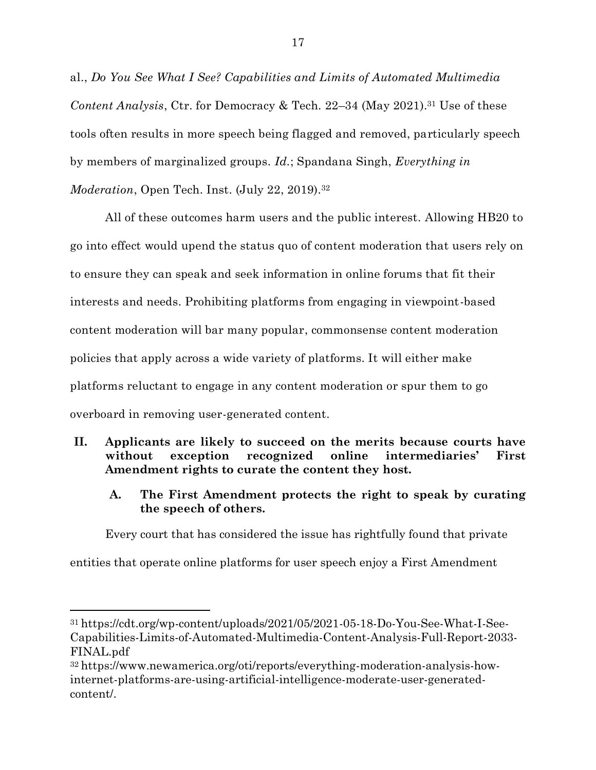al., *Do You See What I See? Capabilities and Limits of Automated Multimedia Content Analysis*, Ctr. for Democracy & Tech. 22–34 (May 2021).[31] Use of these tools often results in more speech being flagged and removed, particularly speech by members of marginalized groups. *Id.*; Spandana Singh, *Everything in Moderation*, Open Tech. Inst. (July 22, 2019).[32]

All of these outcomes harm users and the public interest. Allowing HB20 to go into effect would upend the status quo of content moderation that users rely on to ensure they can speak and seek information in online forums that fit their interests and needs. Prohibiting platforms from engaging in viewpoint-based content moderation will bar many popular, commonsense content moderation policies that apply across a wide variety of platforms. It will either make platforms reluctant to engage in any content moderation or spur them to go overboard in removing user-generated content.

## II. Applicants are likely to succeed on the merits because courts have without exception recognized online intermediaries' First Amendment rights to curate the content they host.

### A. The First Amendment protects the right to speak by curating the speech of others.

Every court that has considered the issue has rightfully found that private entities that operate online platforms for user speech enjoy a First Amendment

---

[31] https://cdt.org/wp-content/uploads/2021/05/2021-05-18-Do-You-See-What-I-See-Capabilities-Limits-of-Automated-Multimedia-Content-Analysis-Full-Report-2033-FINAL.pdf

[32] https://www.newamerica.org/oti/reports/everything-moderation-analysis-how-internet-platforms-are-using-artificial-intelligence-moderate-user-generated-content/.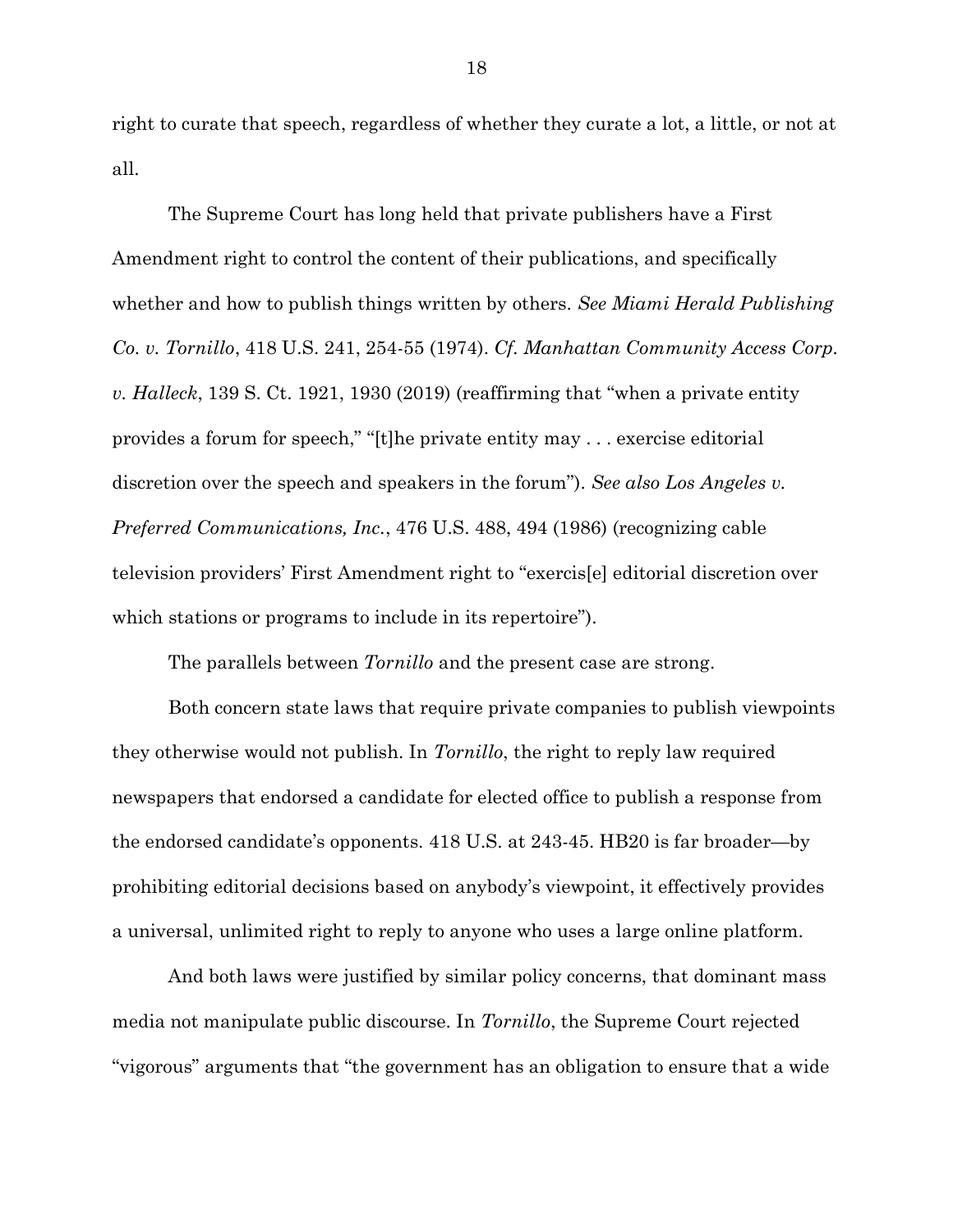right to curate that speech, regardless of whether they curate a lot, a little, or not at all.

The Supreme Court has long held that private publishers have a First Amendment right to control the content of their publications, and specifically whether and how to publish things written by others. *See Miami Herald Publishing Co. v. Tornillo*, 418 U.S. 241, 254-55 (1974). *Cf. Manhattan Community Access Corp. v. Halleck*, 139 S. Ct. 1921, 1930 (2019) (reaffirming that "when a private entity provides a forum for speech," "[t]he private entity may . . . exercise editorial discretion over the speech and speakers in the forum"). *See also Los Angeles v. Preferred Communications, Inc.*, 476 U.S. 488, 494 (1986) (recognizing cable television providers' First Amendment right to "exercis[e] editorial discretion over which stations or programs to include in its repertoire").

The parallels between *Tornillo* and the present case are strong.

Both concern state laws that require private companies to publish viewpoints they otherwise would not publish. In *Tornillo*, the right to reply law required newspapers that endorsed a candidate for elected office to publish a response from the endorsed candidate's opponents. 418 U.S. at 243-45. HB20 is far broader—by prohibiting editorial decisions based on anybody's viewpoint, it effectively provides a universal, unlimited right to reply to anyone who uses a large online platform.

And both laws were justified by similar policy concerns, that dominant mass media not manipulate public discourse. In *Tornillo*, the Supreme Court rejected "vigorous" arguments that "the government has an obligation to ensure that a wide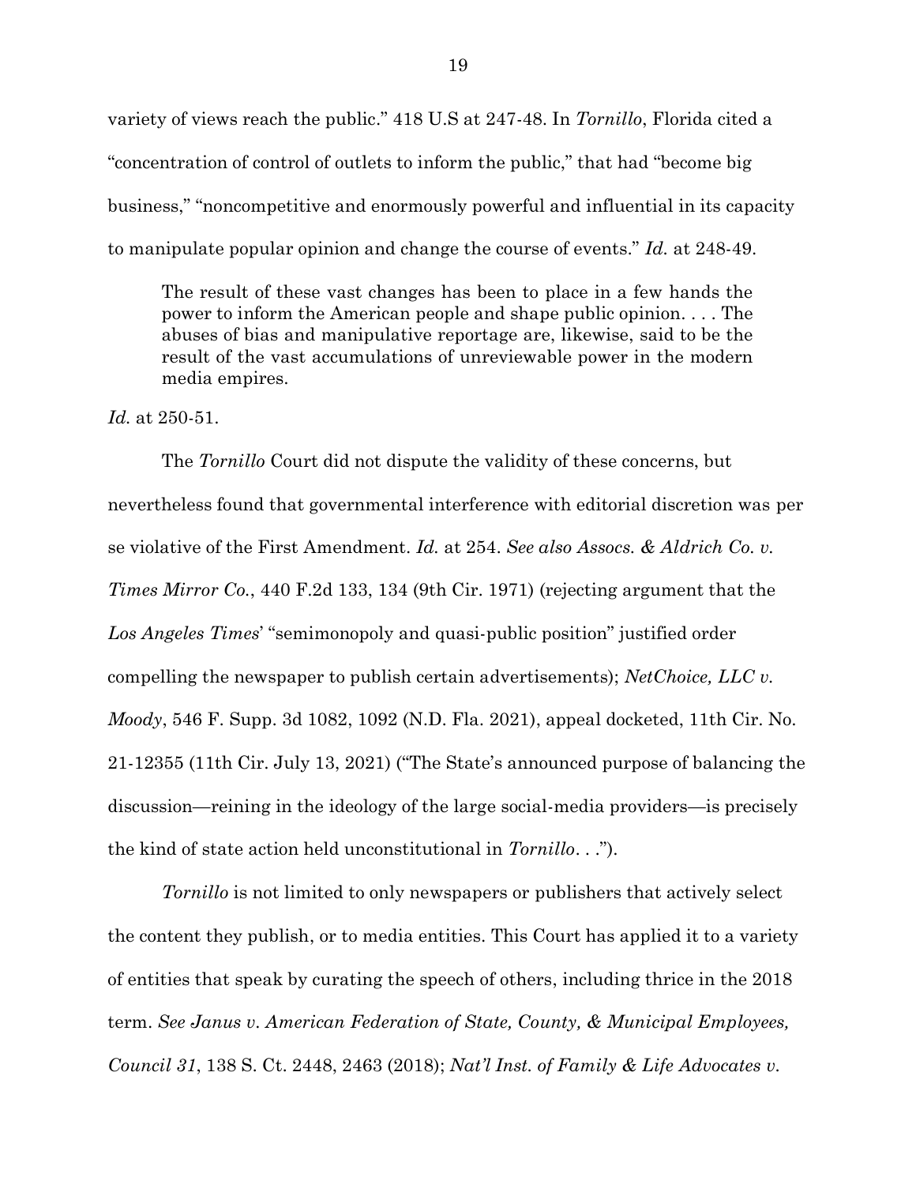variety of views reach the public." 418 U.S at 247-48. In *Tornillo*, Florida cited a "concentration of control of outlets to inform the public," that had "become big business," "noncompetitive and enormously powerful and influential in its capacity to manipulate popular opinion and change the course of events." *Id.* at 248-49.

> The result of these vast changes has been to place in a few hands the power to inform the American people and shape public opinion. . . . The abuses of bias and manipulative reportage are, likewise, said to be the result of the vast accumulations of unreviewable power in the modern media empires.

*Id.* at 250-51.

The *Tornillo* Court did not dispute the validity of these concerns, but nevertheless found that governmental interference with editorial discretion was per se violative of the First Amendment. *Id.* at 254. *See also Assocs. & Aldrich Co. v. Times Mirror Co.*, 440 F.2d 133, 134 (9th Cir. 1971) (rejecting argument that the *Los Angeles Times*' "semimonopoly and quasi-public position" justified order compelling the newspaper to publish certain advertisements); *NetChoice, LLC v. Moody*, 546 F. Supp. 3d 1082, 1092 (N.D. Fla. 2021), appeal docketed, 11th Cir. No. 21-12355 (11th Cir. July 13, 2021) ("The State's announced purpose of balancing the discussion—reining in the ideology of the large social-media providers—is precisely the kind of state action held unconstitutional in *Tornillo*. . .").

*Tornillo* is not limited to only newspapers or publishers that actively select the content they publish, or to media entities. This Court has applied it to a variety of entities that speak by curating the speech of others, including thrice in the 2018 term. *See Janus v. American Federation of State, County, & Municipal Employees, Council 31*, 138 S. Ct. 2448, 2463 (2018); *Nat'l Inst. of Family & Life Advocates v.*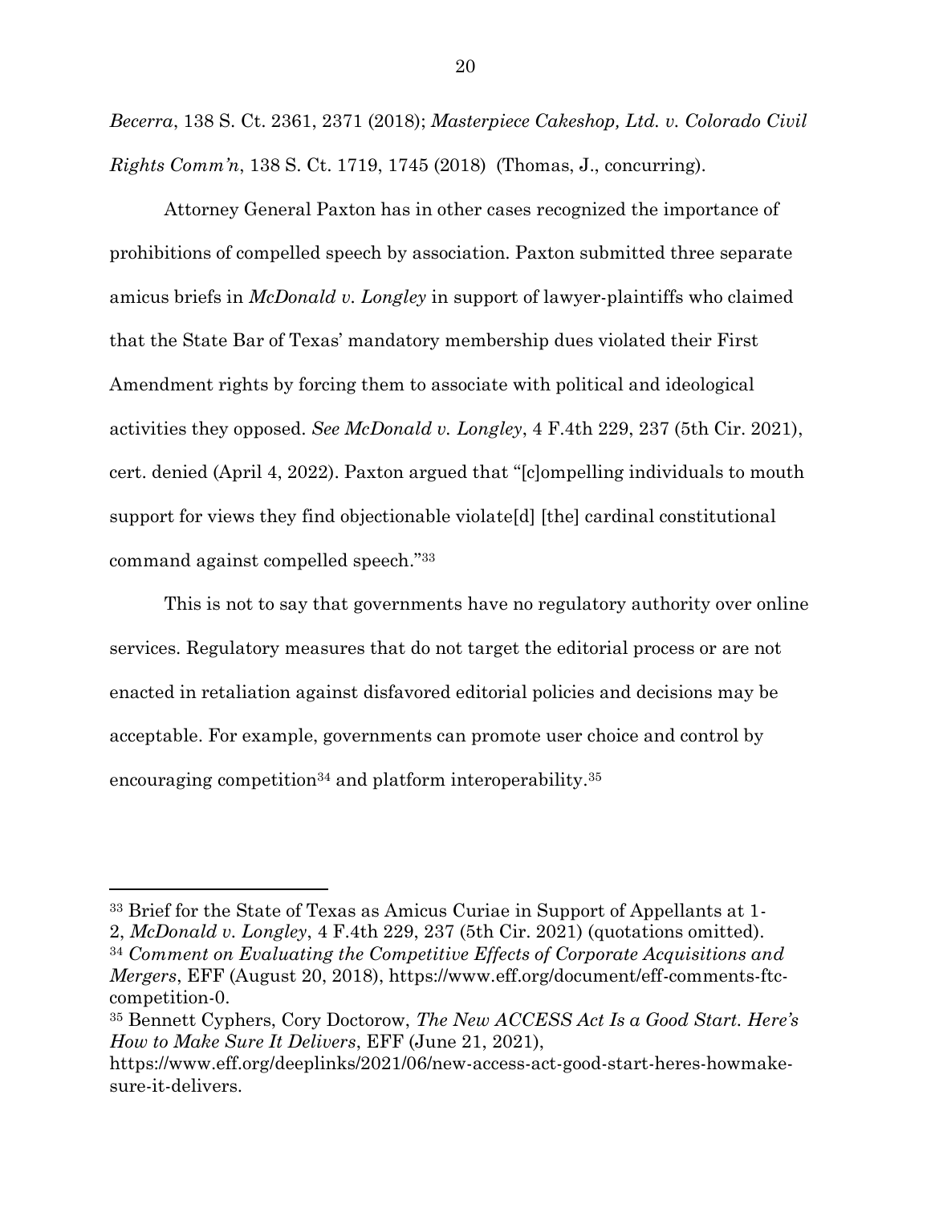*Becerra*, 138 S. Ct. 2361, 2371 (2018); *Masterpiece Cakeshop, Ltd. v. Colorado Civil Rights Comm'n*, 138 S. Ct. 1719, 1745 (2018) (Thomas, J., concurring).

Attorney General Paxton has in other cases recognized the importance of prohibitions of compelled speech by association. Paxton submitted three separate amicus briefs in *McDonald v. Longley* in support of lawyer-plaintiffs who claimed that the State Bar of Texas' mandatory membership dues violated their First Amendment rights by forcing them to associate with political and ideological activities they opposed. *See McDonald v. Longley*, 4 F.4th 229, 237 (5th Cir. 2021), cert. denied (April 4, 2022). Paxton argued that "[c]ompelling individuals to mouth support for views they find objectionable violate[d] [the] cardinal constitutional command against compelled speech."[33]

This is not to say that governments have no regulatory authority over online services. Regulatory measures that do not target the editorial process or are not enacted in retaliation against disfavored editorial policies and decisions may be acceptable. For example, governments can promote user choice and control by encouraging competition[34] and platform interoperability.[35]

---

[33] Brief for the State of Texas as Amicus Curiae in Support of Appellants at 1-2, *McDonald v. Longley*, 4 F.4th 229, 237 (5th Cir. 2021) (quotations omitted).

[34] *Comment on Evaluating the Competitive Effects of Corporate Acquisitions and Mergers*, EFF (August 20, 2018), https://www.eff.org/document/eff-comments-ftc-competition-0.

[35] Bennett Cyphers, Cory Doctorow, *The New ACCESS Act Is a Good Start. Here's How to Make Sure It Delivers*, EFF (June 21, 2021), https://www.eff.org/deeplinks/2021/06/new-access-act-good-start-heres-howmake-sure-it-delivers.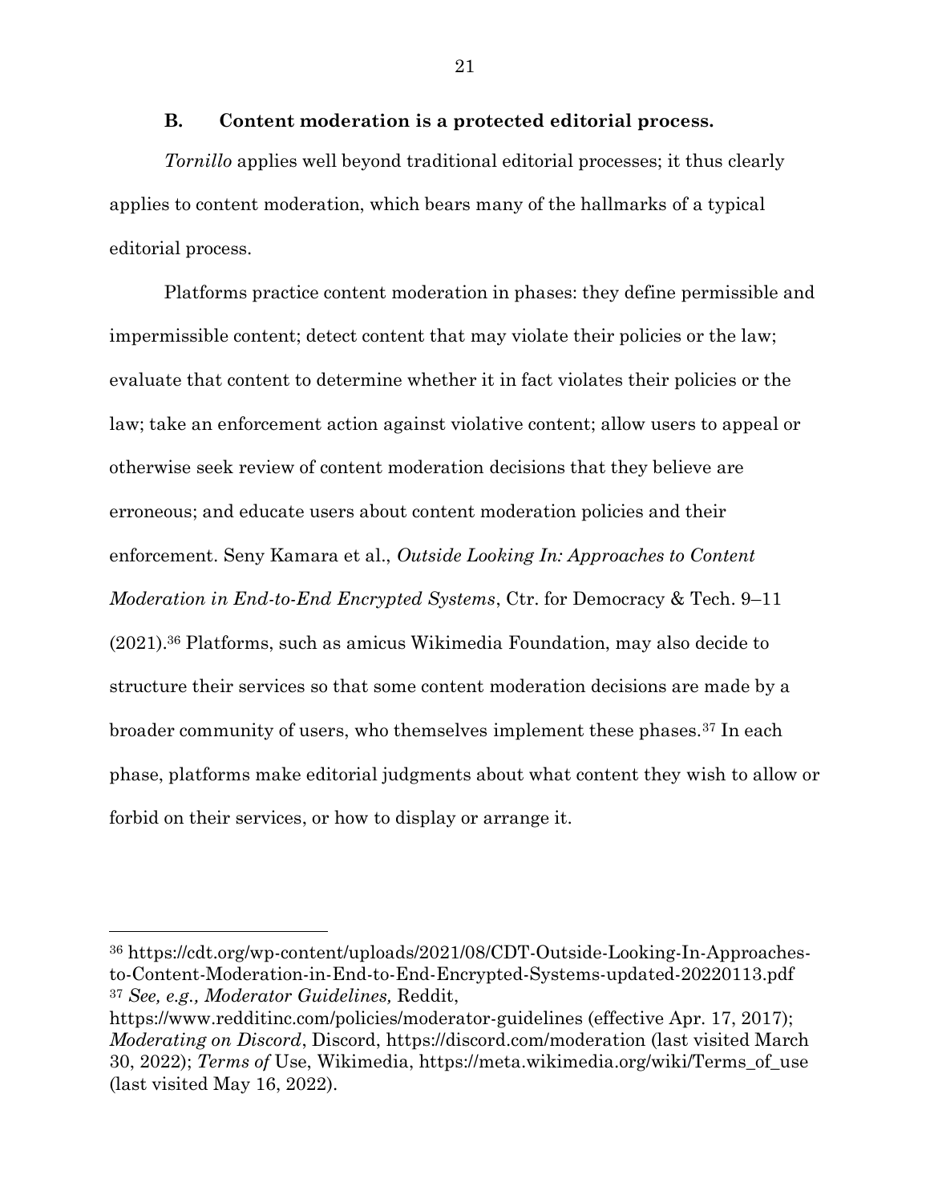### B. Content moderation is a protected editorial process.

*Tornillo* applies well beyond traditional editorial processes; it thus clearly applies to content moderation, which bears many of the hallmarks of a typical editorial process.

Platforms practice content moderation in phases: they define permissible and impermissible content; detect content that may violate their policies or the law; evaluate that content to determine whether it in fact violates their policies or the law; take an enforcement action against violative content; allow users to appeal or otherwise seek review of content moderation decisions that they believe are erroneous; and educate users about content moderation policies and their enforcement. Seny Kamara et al., *Outside Looking In: Approaches to Content Moderation in End-to-End Encrypted Systems*, Ctr. for Democracy & Tech. 9–11 (2021).[36] Platforms, such as amicus Wikimedia Foundation, may also decide to structure their services so that some content moderation decisions are made by a broader community of users, who themselves implement these phases.[37] In each phase, platforms make editorial judgments about what content they wish to allow or forbid on their services, or how to display or arrange it.

---

[36] https://cdt.org/wp-content/uploads/2021/08/CDT-Outside-Looking-In-Approaches-to-Content-Moderation-in-End-to-End-Encrypted-Systems-updated-20220113.pdf

[37] *See, e.g., Moderator Guidelines,* Reddit, https://www.redditinc.com/policies/moderator-guidelines (effective Apr. 17, 2017); *Moderating on Discord*, Discord, https://discord.com/moderation (last visited March 30, 2022); *Terms of* Use, Wikimedia, https://meta.wikimedia.org/wiki/Terms_of_use (last visited May 16, 2022).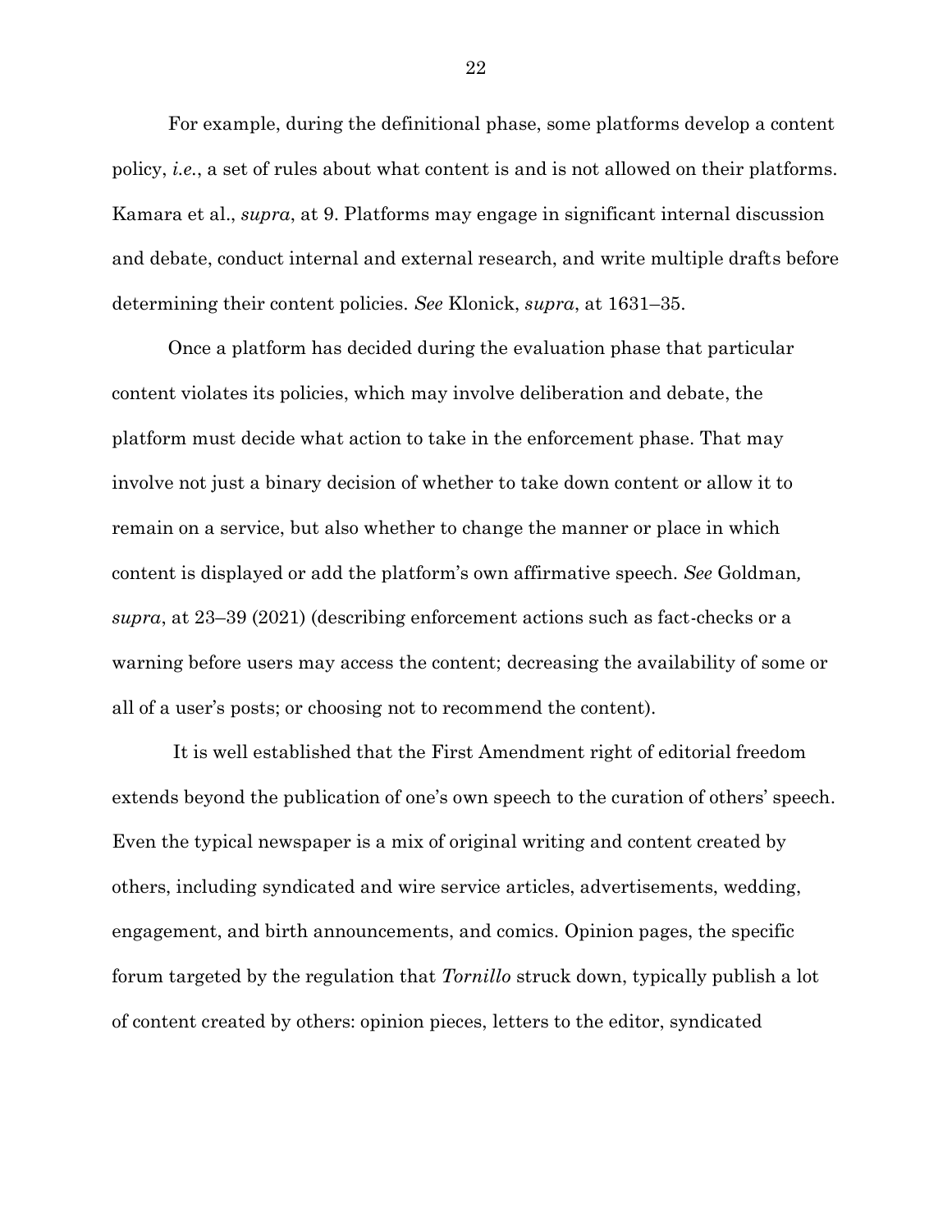For example, during the definitional phase, some platforms develop a content policy, *i.e.*, a set of rules about what content is and is not allowed on their platforms. Kamara et al., *supra*, at 9. Platforms may engage in significant internal discussion and debate, conduct internal and external research, and write multiple drafts before determining their content policies. *See* Klonick, *supra*, at 1631–35.

Once a platform has decided during the evaluation phase that particular content violates its policies, which may involve deliberation and debate, the platform must decide what action to take in the enforcement phase. That may involve not just a binary decision of whether to take down content or allow it to remain on a service, but also whether to change the manner or place in which content is displayed or add the platform's own affirmative speech. *See* Goldman, *supra*, at 23–39 (2021) (describing enforcement actions such as fact-checks or a warning before users may access the content; decreasing the availability of some or all of a user's posts; or choosing not to recommend the content).

It is well established that the First Amendment right of editorial freedom extends beyond the publication of one's own speech to the curation of others' speech. Even the typical newspaper is a mix of original writing and content created by others, including syndicated and wire service articles, advertisements, wedding, engagement, and birth announcements, and comics. Opinion pages, the specific forum targeted by the regulation that *Tornillo* struck down, typically publish a lot of content created by others: opinion pieces, letters to the editor, syndicated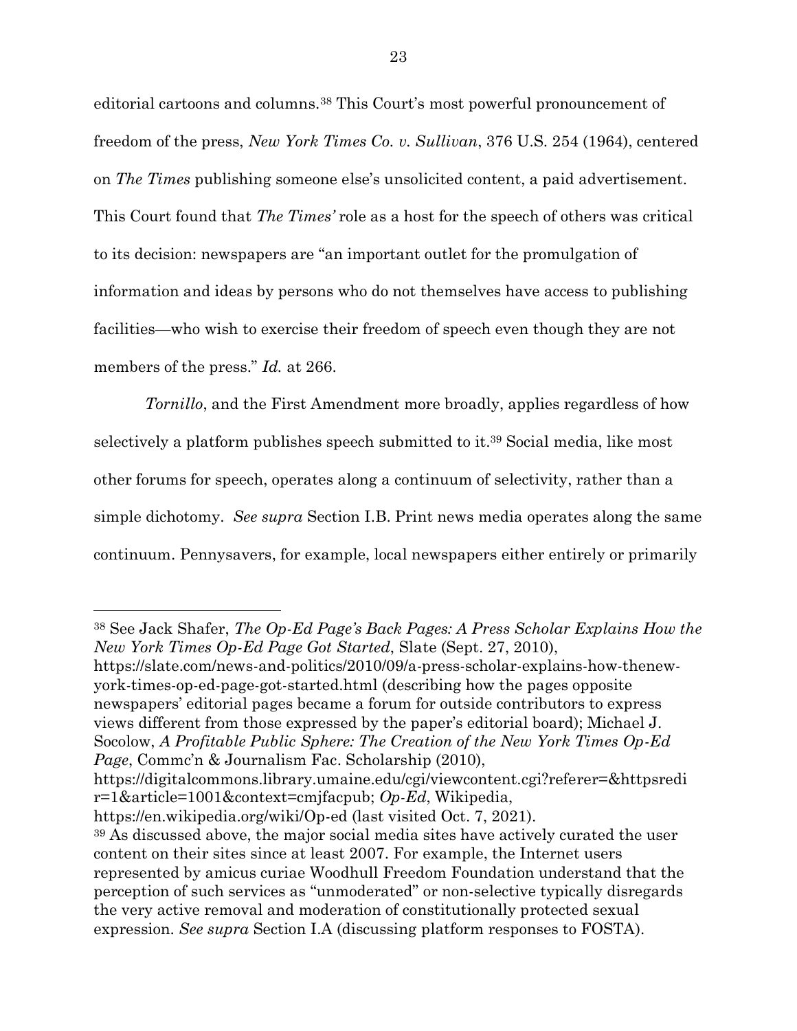editorial cartoons and columns.[38] This Court's most powerful pronouncement of freedom of the press, *New York Times Co. v. Sullivan*, 376 U.S. 254 (1964), centered on *The Times* publishing someone else's unsolicited content, a paid advertisement. This Court found that *The Times'* role as a host for the speech of others was critical to its decision: newspapers are "an important outlet for the promulgation of information and ideas by persons who do not themselves have access to publishing facilities—who wish to exercise their freedom of speech even though they are not members of the press." *Id.* at 266.

*Tornillo*, and the First Amendment more broadly, applies regardless of how selectively a platform publishes speech submitted to it.[39] Social media, like most other forums for speech, operates along a continuum of selectivity, rather than a simple dichotomy. *See supra* Section I.B. Print news media operates along the same continuum. Pennysavers, for example, local newspapers either entirely or primarily

---

[38] See Jack Shafer, *The Op-Ed Page's Back Pages: A Press Scholar Explains How the New York Times Op-Ed Page Got Started*, Slate (Sept. 27, 2010), https://slate.com/news-and-politics/2010/09/a-press-scholar-explains-how-thenew-york-times-op-ed-page-got-started.html (describing how the pages opposite newspapers' editorial pages became a forum for outside contributors to express views different from those expressed by the paper's editorial board); Michael J. Socolow, *A Profitable Public Sphere: The Creation of the New York Times Op-Ed Page*, Commc'n & Journalism Fac. Scholarship (2010), https://digitalcommons.library.umaine.edu/cgi/viewcontent.cgi?referer=&httpsredir=1&article=1001&context=cmjfacpub; *Op-Ed*, Wikipedia, https://en.wikipedia.org/wiki/Op-ed (last visited Oct. 7, 2021).

[39] As discussed above, the major social media sites have actively curated the user content on their sites since at least 2007. For example, the Internet users represented by amicus curiae Woodhull Freedom Foundation understand that the perception of such services as "unmoderated" or non-selective typically disregards the very active removal and moderation of constitutionally protected sexual expression. *See supra* Section I.A (discussing platform responses to FOSTA).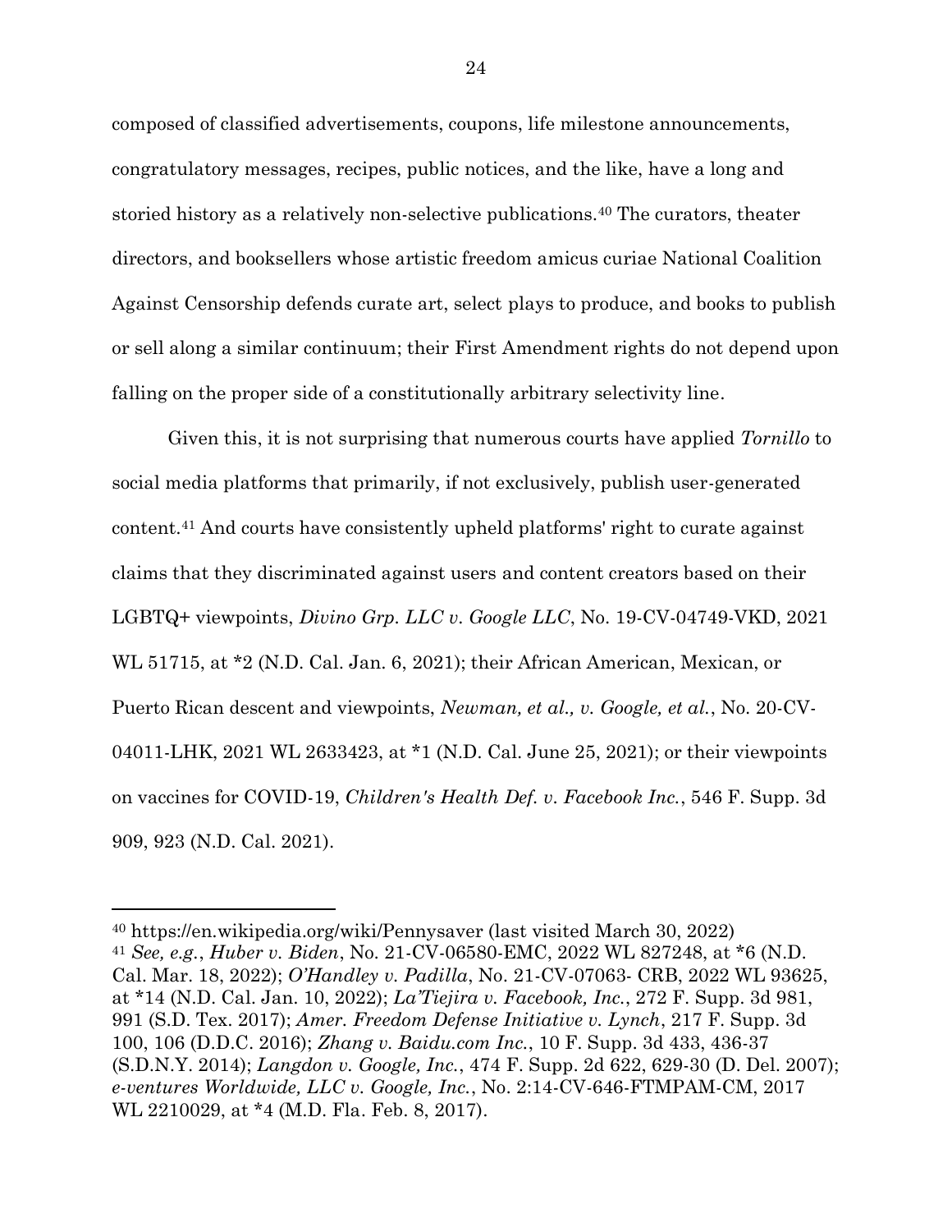composed of classified advertisements, coupons, life milestone announcements, congratulatory messages, recipes, public notices, and the like, have a long and storied history as a relatively non-selective publications.[40] The curators, theater directors, and booksellers whose artistic freedom amicus curiae National Coalition Against Censorship defends curate art, select plays to produce, and books to publish or sell along a similar continuum; their First Amendment rights do not depend upon falling on the proper side of a constitutionally arbitrary selectivity line.

Given this, it is not surprising that numerous courts have applied *Tornillo* to social media platforms that primarily, if not exclusively, publish user-generated content.[41] And courts have consistently upheld platforms' right to curate against claims that they discriminated against users and content creators based on their LGBTQ+ viewpoints, *Divino Grp. LLC v. Google LLC*, No. 19-CV-04749-VKD, 2021 WL 51715, at *2 (N.D. Cal. Jan. 6, 2021); their African American, Mexican, or Puerto Rican descent and viewpoints, *Newman, et al., v. Google, et al.*, No. 20-CV-04011-LHK, 2021 WL 2633423, at *1 (N.D. Cal. June 25, 2021); or their viewpoints on vaccines for COVID-19, *Children's Health Def. v. Facebook Inc.*, 546 F. Supp. 3d 909, 923 (N.D. Cal. 2021).

---

[40] https://en.wikipedia.org/wiki/Pennysaver (last visited March 30, 2022)

[41] *See, e.g.*, *Huber v. Biden*, No. 21-CV-06580-EMC, 2022 WL 827248, at *6 (N.D. Cal. Mar. 18, 2022); *O'Handley v. Padilla*, No. 21-CV-07063- CRB, 2022 WL 93625, at *14 (N.D. Cal. Jan. 10, 2022); *La'Tiejira v. Facebook, Inc.*, 272 F. Supp. 3d 981, 991 (S.D. Tex. 2017); *Amer. Freedom Defense Initiative v. Lynch*, 217 F. Supp. 3d 100, 106 (D.D.C. 2016); *Zhang v. Baidu.com Inc.*, 10 F. Supp. 3d 433, 436-37 (S.D.N.Y. 2014); *Langdon v. Google, Inc.*, 474 F. Supp. 2d 622, 629-30 (D. Del. 2007); *e-ventures Worldwide, LLC v. Google, Inc.*, No. 2:14-CV-646-FTMPAM-CM, 2017 WL 2210029, at *4 (M.D. Fla. Feb. 8, 2017).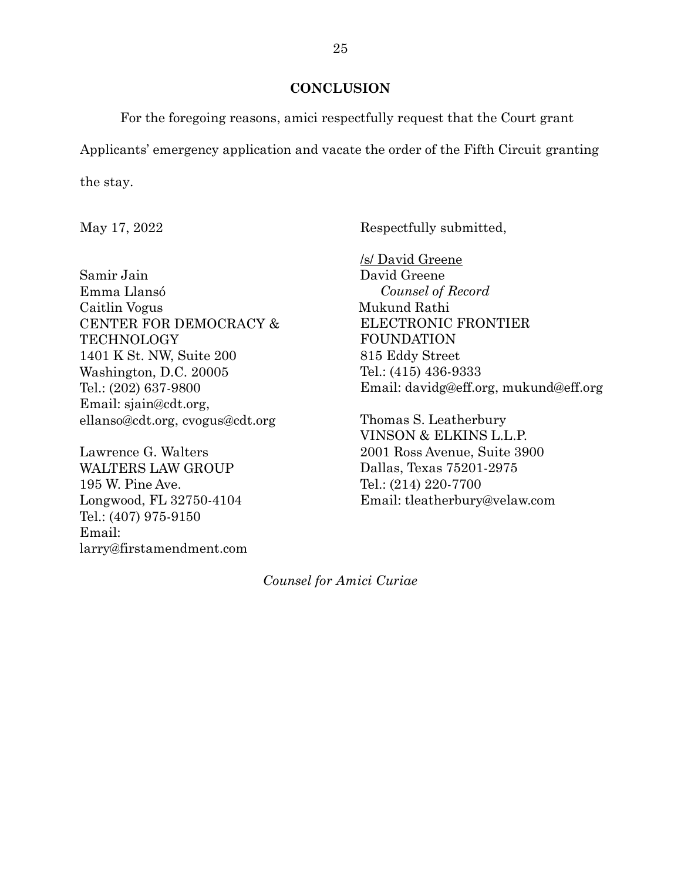## CONCLUSION

For the foregoing reasons, amici respectfully request that the Court grant Applicants' emergency application and vacate the order of the Fifth Circuit granting the stay.

May 17, 2022

Respectfully submitted,

/s/ David Greene
David Greene
*Counsel of Record*
Mukund Rathi
ELECTRONIC FRONTIER FOUNDATION
815 Eddy Street
Tel.: (415) 436-9333
Email: davidg@eff.org, mukund@eff.org

Thomas S. Leatherbury
VINSON & ELKINS L.L.P.
2001 Ross Avenue, Suite 3900
Dallas, Texas 75201-2975
Tel.: (214) 220-7700
Email: tleatherbury@velaw.com

Samir Jain
Emma Llansó
Caitlin Vogus
CENTER FOR DEMOCRACY & TECHNOLOGY
1401 K St. NW, Suite 200
Washington, D.C. 20005
Tel.: (202) 637-9800
Email: sjain@cdt.org, ellanso@cdt.org, cvogus@cdt.org

Lawrence G. Walters
WALTERS LAW GROUP
195 W. Pine Ave.
Longwood, FL 32750-4104
Tel.: (407) 975-9150
Email: larry@firstamendment.com

*Counsel for Amici Curiae*